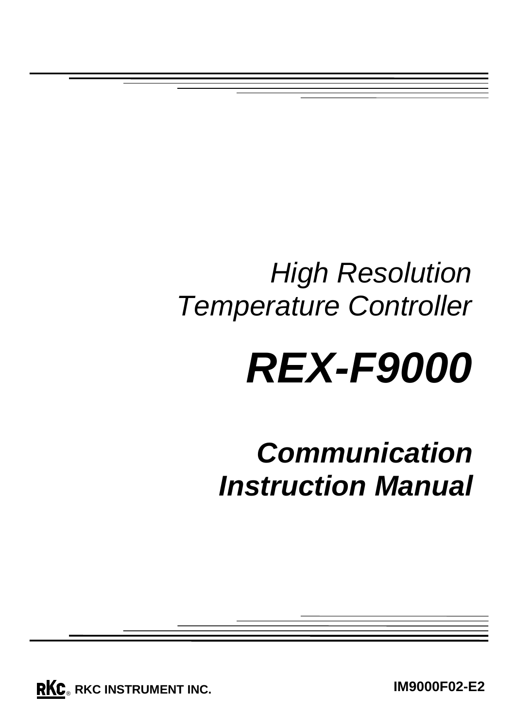*High Resolution*
*Temperature Controller*

# ***REX-F9000***

## ***Communication Instruction Manual***

**RKC INSTRUMENT INC.**

**IM9000F02-E2**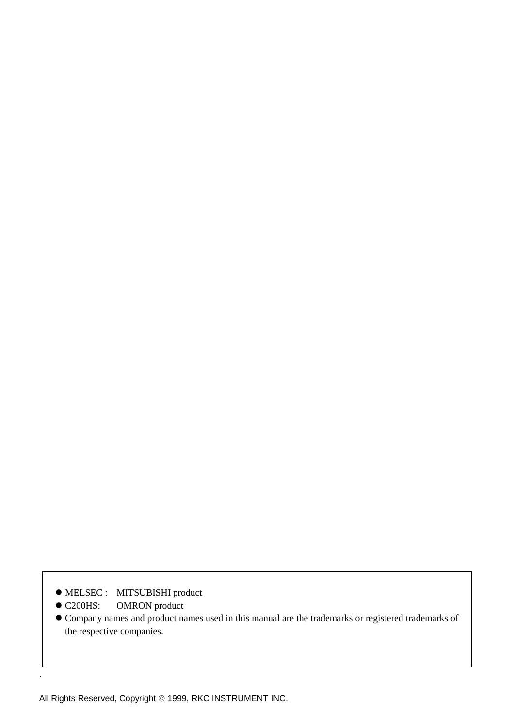- MELSEC : MITSUBISHI product
- C200HS: OMRON product
- Company names and product names used in this manual are the trademarks or registered trademarks of the respective companies.

All Rights Reserved, Copyright © 1999, RKC INSTRUMENT INC.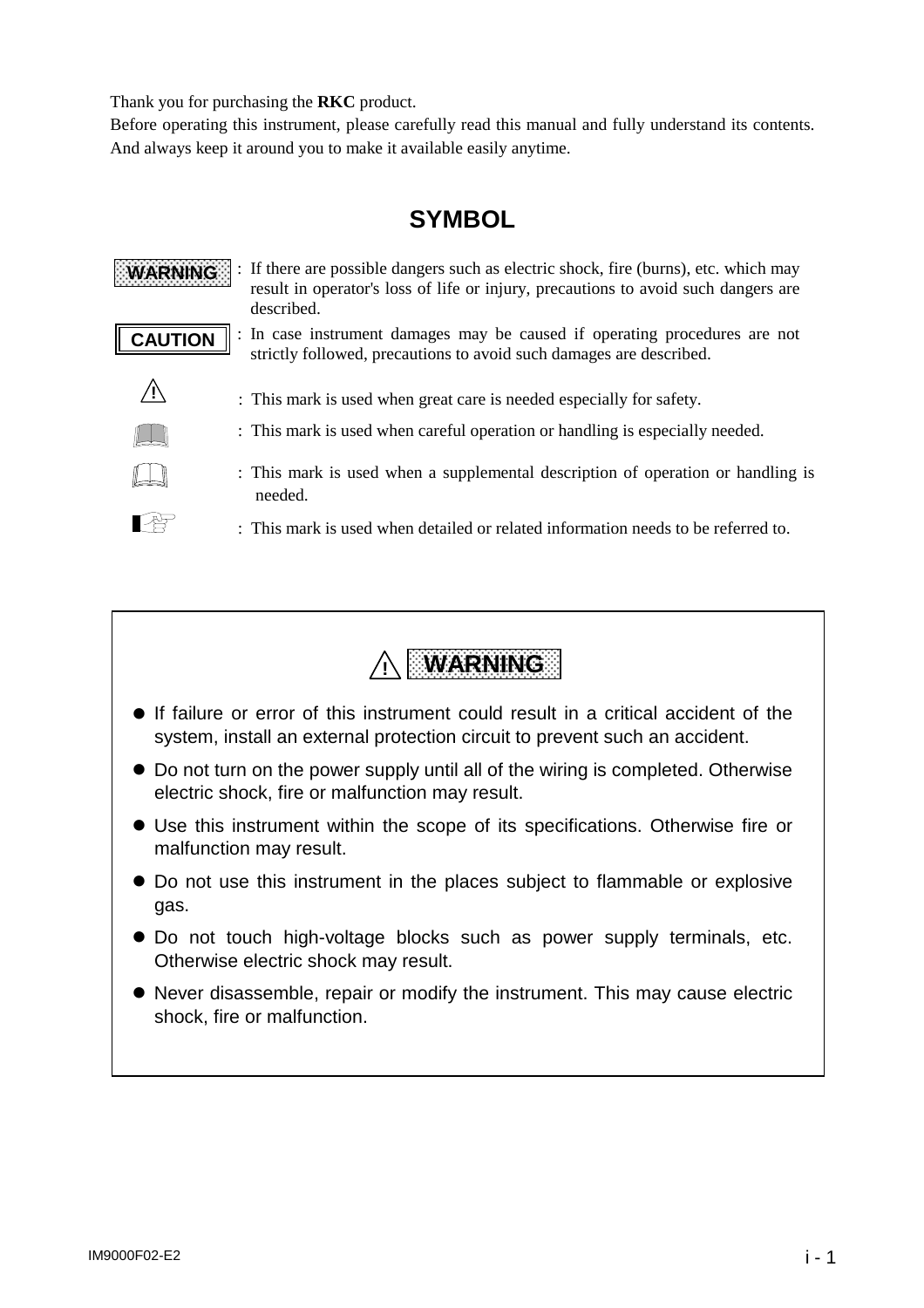Thank you for purchasing the **RKC** product.
Before operating this instrument, please carefully read this manual and fully understand its contents.
And always keep it around you to make it available easily anytime.

# SYMBOL

**WARNING** : If there are possible dangers such as electric shock, fire (burns), etc. which may result in operator's loss of life or injury, precautions to avoid such dangers are described.

**CAUTION** : In case instrument damages may be caused if operating procedures are not strictly followed, precautions to avoid such damages are described.

⚠ : This mark is used when great care is needed especially for safety.

: This mark is used when careful operation or handling is especially needed.

: This mark is used when a supplemental description of operation or handling is needed.

☞ : This mark is used when detailed or related information needs to be referred to.

## ⚠ WARNING

- If failure or error of this instrument could result in a critical accident of the system, install an external protection circuit to prevent such an accident.
- Do not turn on the power supply until all of the wiring is completed. Otherwise electric shock, fire or malfunction may result.
- Use this instrument within the scope of its specifications. Otherwise fire or malfunction may result.
- Do not use this instrument in the places subject to flammable or explosive gas.
- Do not touch high-voltage blocks such as power supply terminals, etc. Otherwise electric shock may result.
- Never disassemble, repair or modify the instrument. This may cause electric shock, fire or malfunction.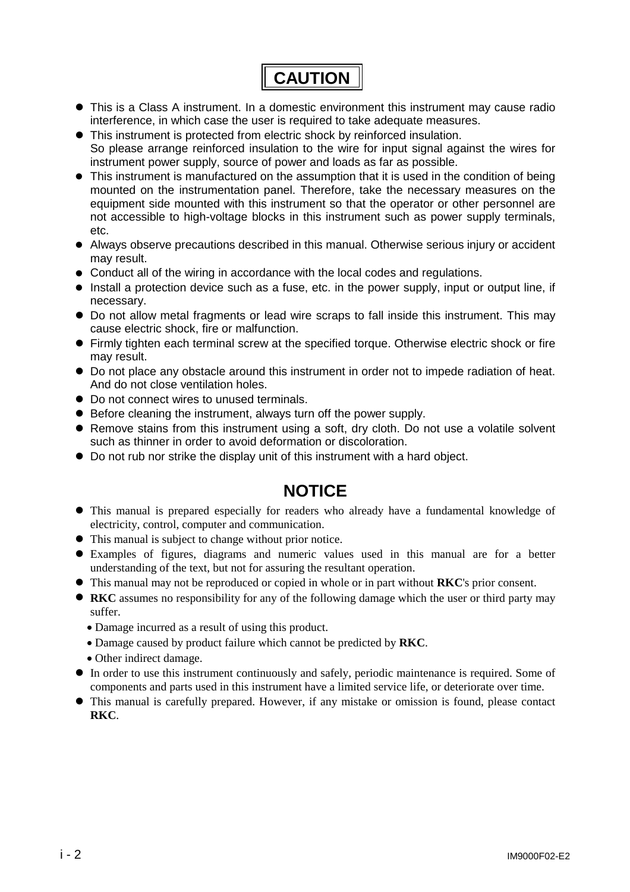# CAUTION

- This is a Class A instrument. In a domestic environment this instrument may cause radio interference, in which case the user is required to take adequate measures.
- This instrument is protected from electric shock by reinforced insulation.
  So please arrange reinforced insulation to the wire for input signal against the wires for instrument power supply, source of power and loads as far as possible.
- This instrument is manufactured on the assumption that it is used in the condition of being mounted on the instrumentation panel. Therefore, take the necessary measures on the equipment side mounted with this instrument so that the operator or other personnel are not accessible to high-voltage blocks in this instrument such as power supply terminals, etc.
- Always observe precautions described in this manual. Otherwise serious injury or accident may result.
- Conduct all of the wiring in accordance with the local codes and regulations.
- Install a protection device such as a fuse, etc. in the power supply, input or output line, if necessary.
- Do not allow metal fragments or lead wire scraps to fall inside this instrument. This may cause electric shock, fire or malfunction.
- Firmly tighten each terminal screw at the specified torque. Otherwise electric shock or fire may result.
- Do not place any obstacle around this instrument in order not to impede radiation of heat. And do not close ventilation holes.
- Do not connect wires to unused terminals.
- Before cleaning the instrument, always turn off the power supply.
- Remove stains from this instrument using a soft, dry cloth. Do not use a volatile solvent such as thinner in order to avoid deformation or discoloration.
- Do not rub nor strike the display unit of this instrument with a hard object.

# NOTICE

- This manual is prepared especially for readers who already have a fundamental knowledge of electricity, control, computer and communication.
- This manual is subject to change without prior notice.
- Examples of figures, diagrams and numeric values used in this manual are for a better understanding of the text, but not for assuring the resultant operation.
- This manual may not be reproduced or copied in whole or in part without **RKC**'s prior consent.
- **RKC** assumes no responsibility for any of the following damage which the user or third party may suffer.
  - Damage incurred as a result of using this product.
  - Damage caused by product failure which cannot be predicted by **RKC**.
  - Other indirect damage.
- In order to use this instrument continuously and safely, periodic maintenance is required. Some of components and parts used in this instrument have a limited service life, or deteriorate over time.
- This manual is carefully prepared. However, if any mistake or omission is found, please contact **RKC**.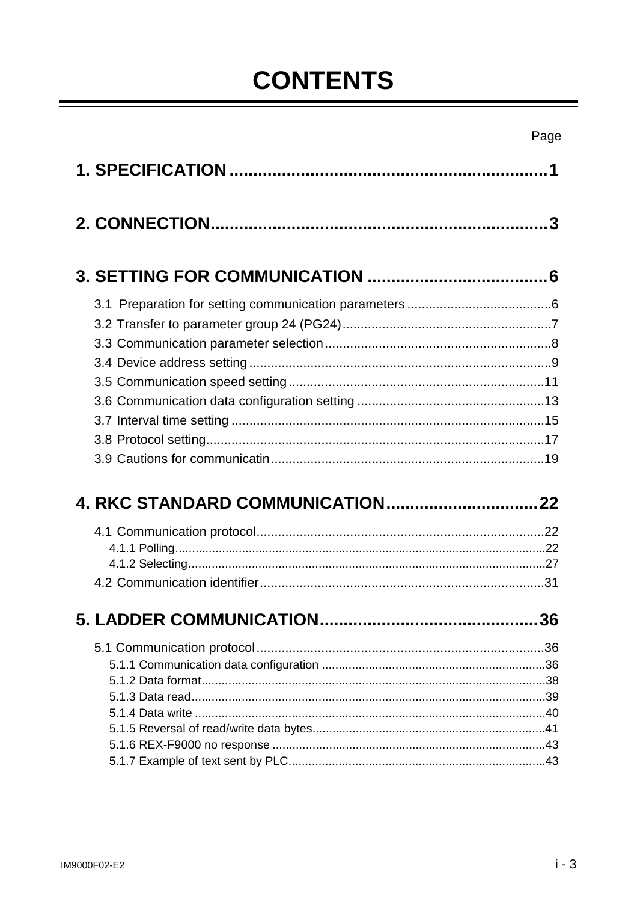# CONTENTS

Page

**1. SPECIFICATION .................................................................. 1**

**2. CONNECTION ...................................................................... 3**

**3. SETTING FOR COMMUNICATION ...................................... 6**

3.1 Preparation for setting communication parameters ........................................ 6
3.2 Transfer to parameter group 24 (PG24) .......................................................... 7
3.3 Communication parameter selection ............................................................... 8
3.4 Device address setting .................................................................................... 9
3.5 Communication speed setting ....................................................................... 11
3.6 Communication data configuration setting .................................................... 13
3.7 Interval time setting ....................................................................................... 15
3.8 Protocol setting .............................................................................................. 17
3.9 Cautions for communicatin ............................................................................ 19

**4. RKC STANDARD COMMUNICATION ................................ 22**

4.1 Communication protocol ................................................................................ 22
4.1.1 Polling ............................................................................................................ 22
4.1.2 Selecting ........................................................................................................ 27
4.2 Communication identifier ............................................................................... 31

**5. LADDER COMMUNICATION .............................................. 36**

5.1 Communication protocol ................................................................................ 36
5.1.1 Communication data configuration ................................................................. 36
5.1.2 Data format ..................................................................................................... 38
5.1.3 Data read ........................................................................................................ 39
5.1.4 Data write ....................................................................................................... 40
5.1.5 Reversal of read/write data bytes ................................................................... 41
5.1.6 REX-F9000 no response ................................................................................ 43
5.1.7 Example of text sent by PLC ........................................................................... 43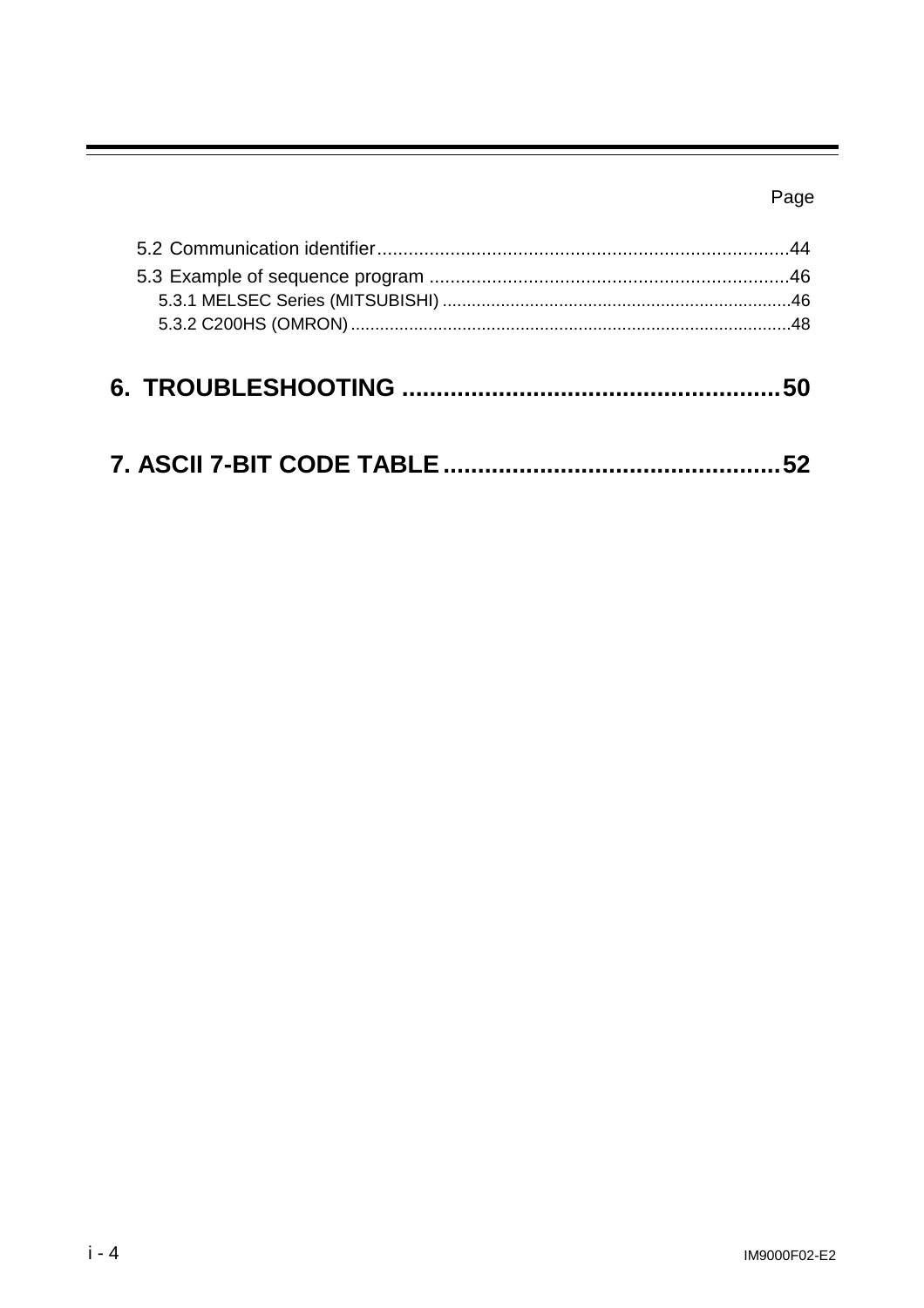Page

5.2 Communication identifier..............................................................................44
5.3 Example of sequence program .....................................................................46
5.3.1 MELSEC Series (MITSUBISHI) ........................................................................46
5.3.2 C200HS (OMRON)..........................................................................................48

## 6. TROUBLESHOOTING .......................................................50

## 7. ASCII 7-BIT CODE TABLE.................................................52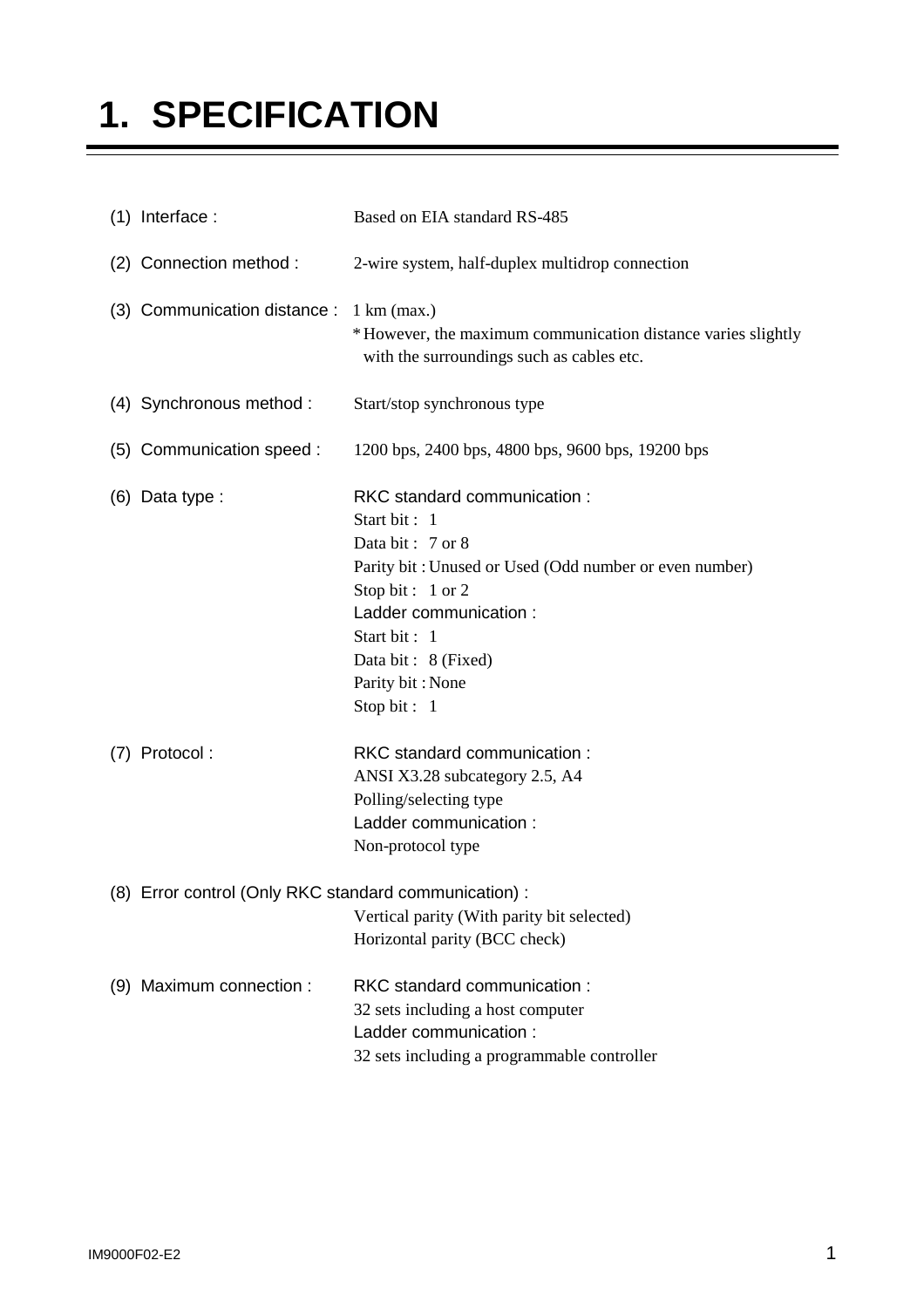# 1. SPECIFICATION

(1) Interface : Based on EIA standard RS-485

(2) Connection method : 2-wire system, half-duplex multidrop connection

(3) Communication distance : 1 km (max.)
* However, the maximum communication distance varies slightly with the surroundings such as cables etc.

(4) Synchronous method : Start/stop synchronous type

(5) Communication speed : 1200 bps, 2400 bps, 4800 bps, 9600 bps, 19200 bps

(6) Data type :

RKC standard communication :
Start bit : 1
Data bit : 7 or 8
Parity bit : Unused or Used (Odd number or even number)
Stop bit : 1 or 2

Ladder communication :
Start bit : 1
Data bit : 8 (Fixed)
Parity bit : None
Stop bit : 1

(7) Protocol :

RKC standard communication :
ANSI X3.28 subcategory 2.5, A4
Polling/selecting type

Ladder communication :
Non-protocol type

(8) Error control (Only RKC standard communication) :
Vertical parity (With parity bit selected)
Horizontal parity (BCC check)

(9) Maximum connection :

RKC standard communication :
32 sets including a host computer

Ladder communication :
32 sets including a programmable controller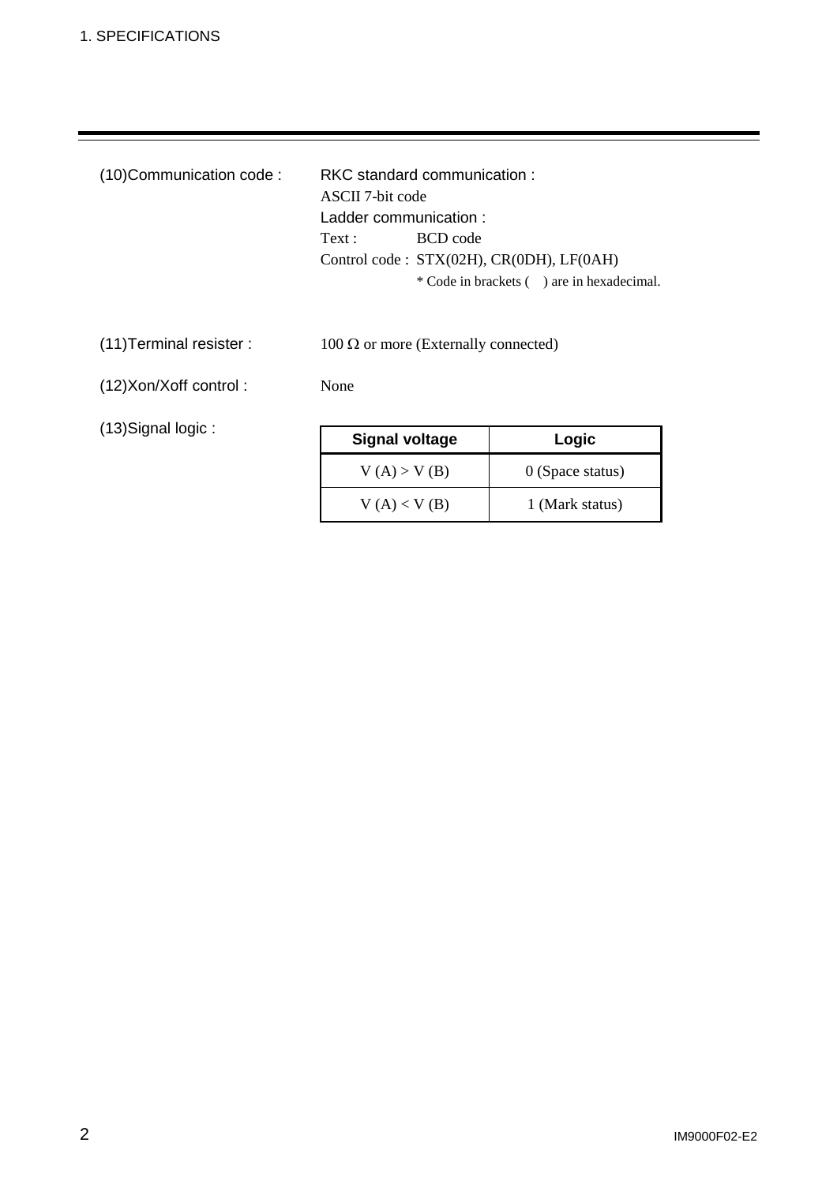(10)Communication code : RKC standard communication :

ASCII 7-bit code

Ladder communication :

Text : BCD code

Control code : STX(02H), CR(0DH), LF(0AH)

\* Code in brackets ( ) are in hexadecimal.

(11)Terminal resister : 100 Ω or more (Externally connected)

(12)Xon/Xoff control : None

(13)Signal logic :

| Signal voltage | Logic |
|---|---|
| V (A) > V (B) | 0 (Space status) |
| V (A) < V (B) | 1 (Mark status) |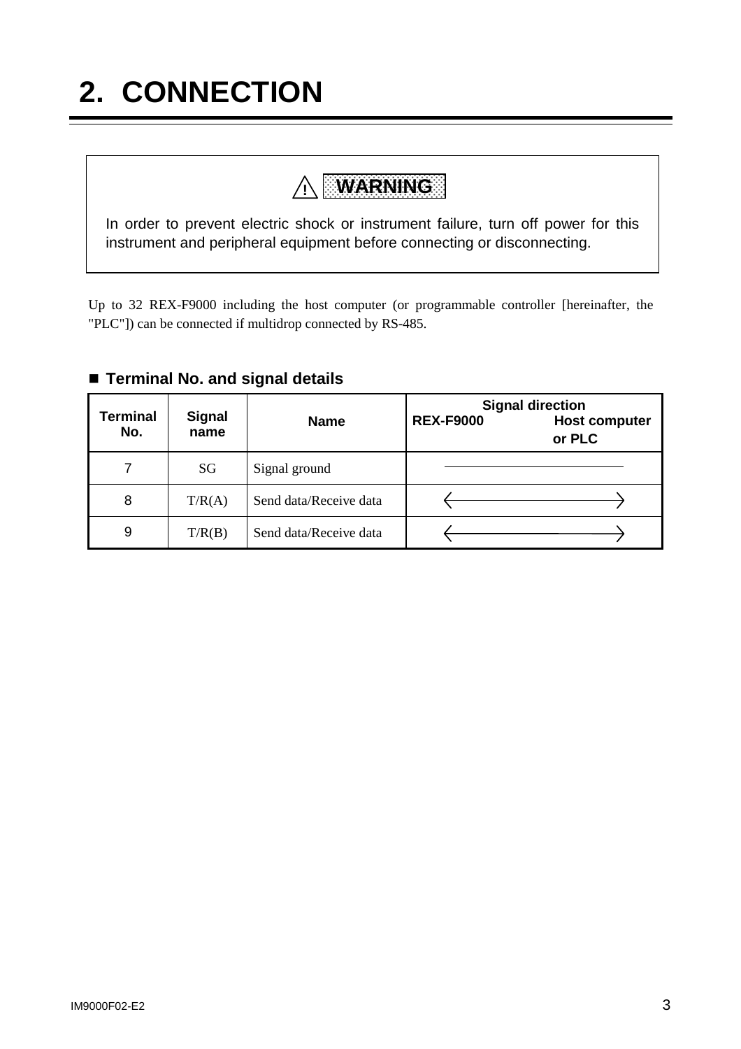# 2. CONNECTION

> ⚠ **WARNING**
>
> In order to prevent electric shock or instrument failure, turn off power for this instrument and peripheral equipment before connecting or disconnecting.

Up to 32 REX-F9000 including the host computer (or programmable controller [hereinafter, the "PLC"]) can be connected if multidrop connected by RS-485.

## ■ Terminal No. and signal details

| Terminal No. | Signal name | Name | Signal direction REX-F9000 — Host computer or PLC |
|---|---|---|---|
| 7 | SG | Signal ground | ——— |
| 8 | T/R(A) | Send data/Receive data | ←——→ |
| 9 | T/R(B) | Send data/Receive data | ←——→ |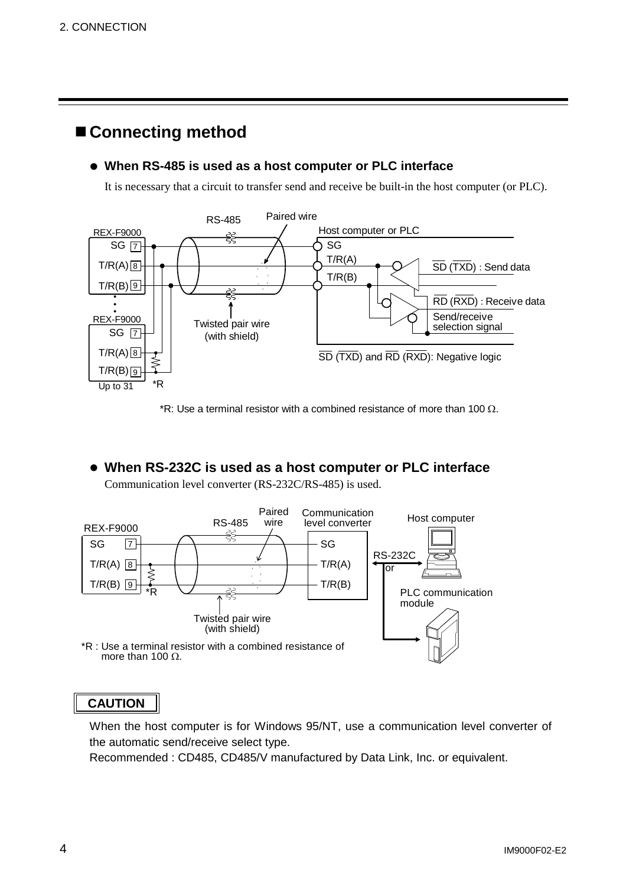## ■ Connecting method

### ● When RS-485 is used as a host computer or PLC interface

It is necessary that a circuit to transfer send and receive be built-in the host computer (or PLC).

*R: Use a terminal resistor with a combined resistance of more than 100 Ω.

### ● When RS-232C is used as a host computer or PLC interface

Communication level converter (RS-232C/RS-485) is used.

*R : Use a terminal resistor with a combined resistance of more than 100 Ω.

**CAUTION**

When the host computer is for Windows 95/NT, use a communication level converter of the automatic send/receive select type.

Recommended : CD485, CD485/V manufactured by Data Link, Inc. or equivalent.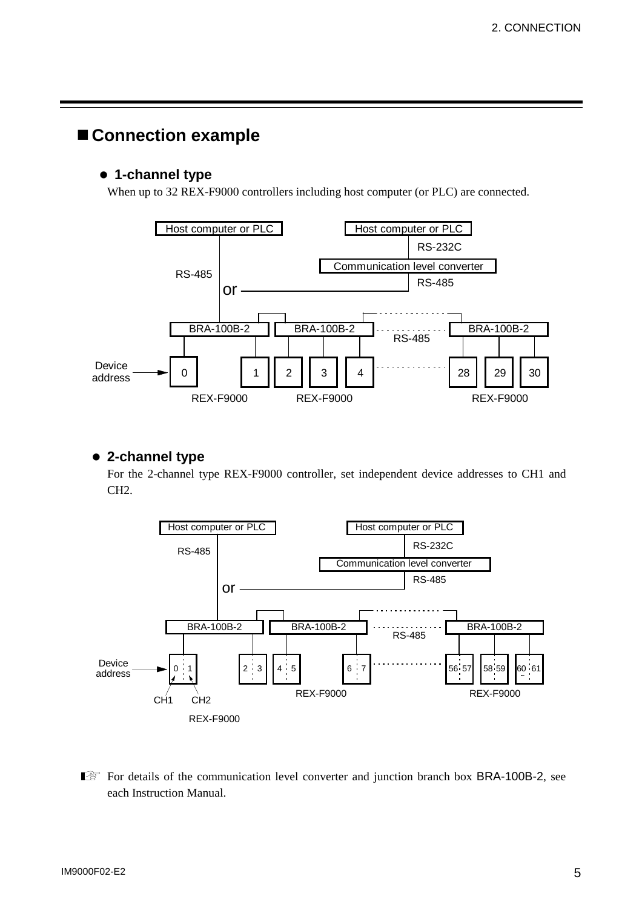## ■ Connection example

### ● 1-channel type

When up to 32 REX-F9000 controllers including host computer (or PLC) are connected.

### ● 2-channel type

For the 2-channel type REX-F9000 controller, set independent device addresses to CH1 and CH2.

☞ For details of the communication level converter and junction branch box BRA-100B-2, see each Instruction Manual.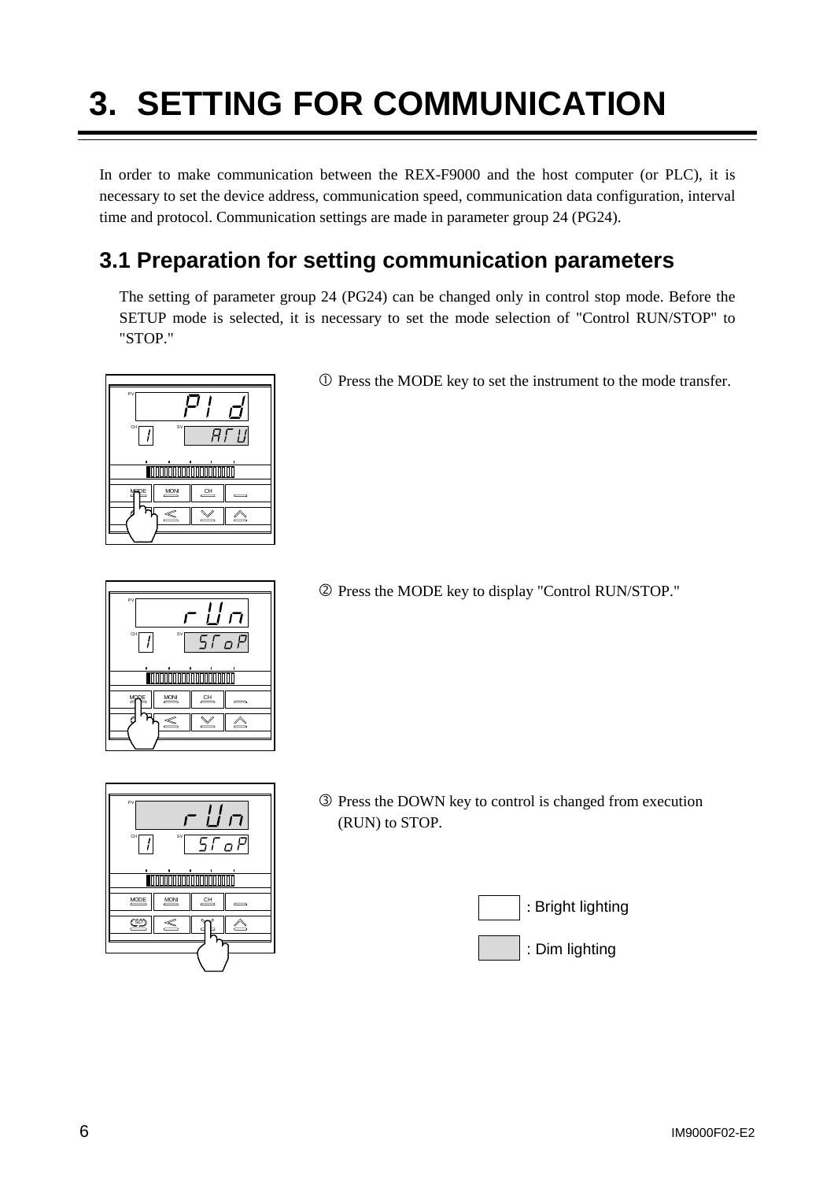# 3. SETTING FOR COMMUNICATION

In order to make communication between the REX-F9000 and the host computer (or PLC), it is necessary to set the device address, communication speed, communication data configuration, interval time and protocol. Communication settings are made in parameter group 24 (PG24).

## 3.1 Preparation for setting communication parameters

The setting of parameter group 24 (PG24) can be changed only in control stop mode. Before the SETUP mode is selected, it is necessary to set the mode selection of "Control RUN/STOP" to "STOP."

① Press the MODE key to set the instrument to the mode transfer.

② Press the MODE key to display "Control RUN/STOP."

③ Press the DOWN key to control is changed from execution (RUN) to STOP.

: Bright lighting

: Dim lighting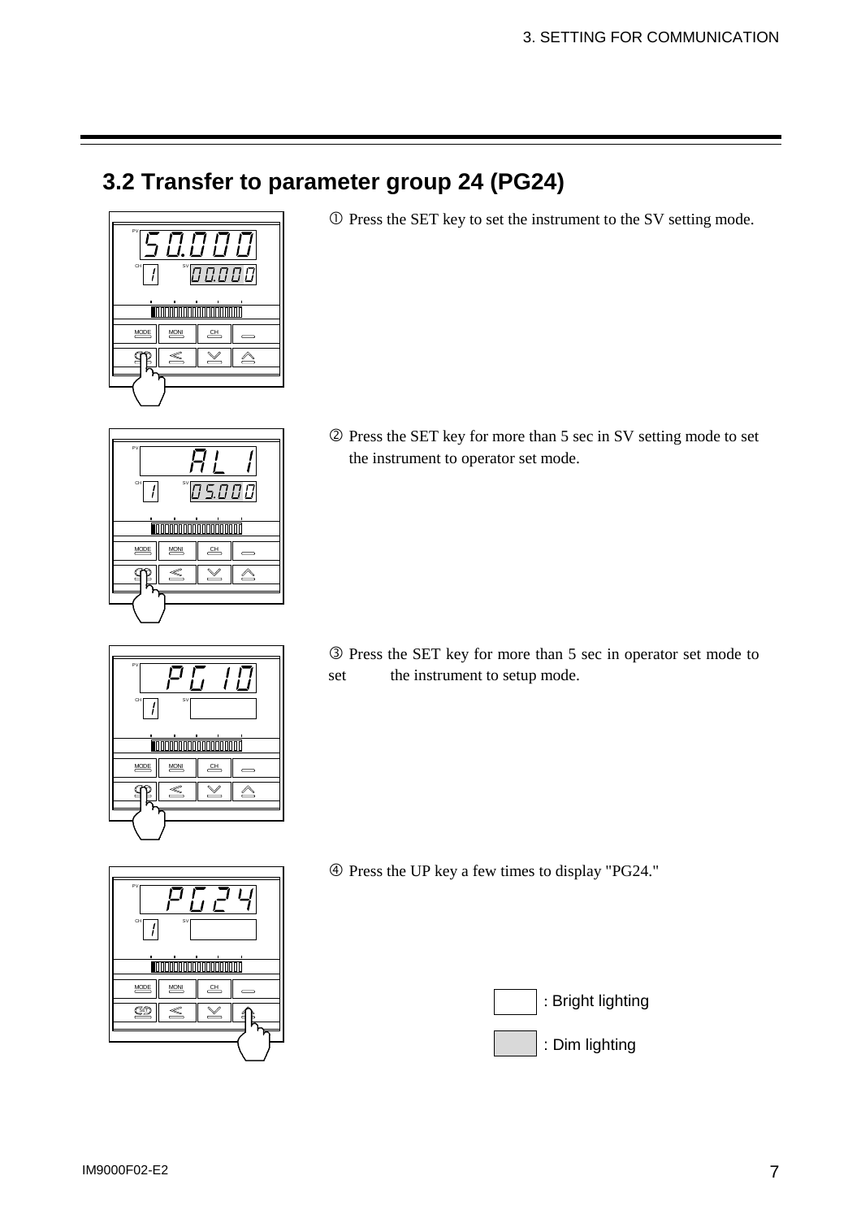## 3.2 Transfer to parameter group 24 (PG24)

① Press the SET key to set the instrument to the SV setting mode.

② Press the SET key for more than 5 sec in SV setting mode to set the instrument to operator set mode.

③ Press the SET key for more than 5 sec in operator set mode to set the instrument to setup mode.

④ Press the UP key a few times to display "PG24."

: Bright lighting

: Dim lighting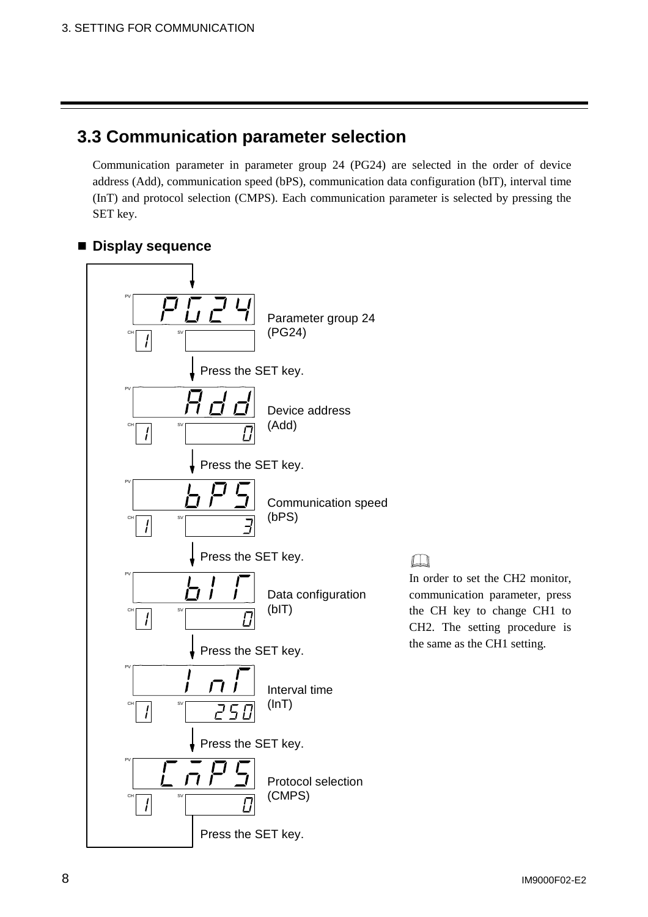## 3.3 Communication parameter selection

Communication parameter in parameter group 24 (PG24) are selected in the order of device address (Add), communication speed (bPS), communication data configuration (bIT), interval time (InT) and protocol selection (CMPS). Each communication parameter is selected by pressing the SET key.

### ■ Display sequence

| PV display | CH | SV display | Description |
|---|---|---|---|
| PG24 | 1 | | Parameter group 24 (PG24) |
| Add | 1 | 0 | Device address (Add) |
| bPS | 1 | 3 | Communication speed (bPS) |
| bIT | 1 | 0 | Data configuration (bIT) |
| InT | 1 | 250 | Interval time (InT) |
| CMPS | 1 | 0 | Protocol selection (CMPS) |

Press the SET key to advance from each display to the next. Pressing the SET key at Protocol selection (CMPS) returns to Parameter group 24 (PG24).

In order to set the CH2 monitor, communication parameter, press the CH key to change CH1 to CH2. The setting procedure is the same as the CH1 setting.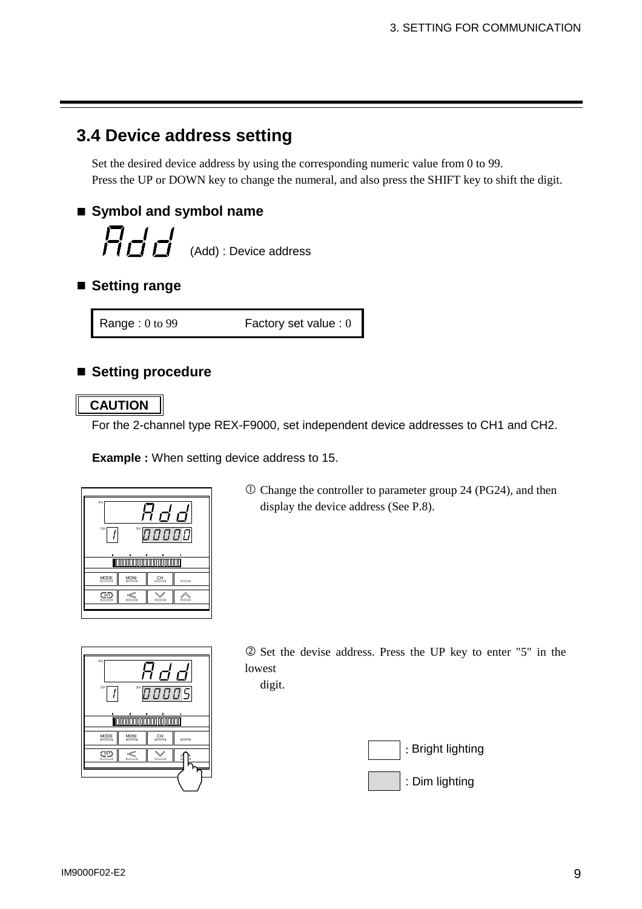## 3.4 Device address setting

Set the desired device address by using the corresponding numeric value from 0 to 99.
Press the UP or DOWN key to change the numeral, and also press the SHIFT key to shift the digit.

### ■ Symbol and symbol name

Add (Add) : Device address

### ■ Setting range

| Range : 0 to 99 | Factory set value : 0 |
|---|---|

### ■ Setting procedure

**CAUTION**

For the 2-channel type REX-F9000, set independent device addresses to CH1 and CH2.

**Example :** When setting device address to 15.

① Change the controller to parameter group 24 (PG24), and then display the device address (See P.8).

② Set the devise address. Press the UP key to enter "5" in the lowest digit.

: Bright lighting

: Dim lighting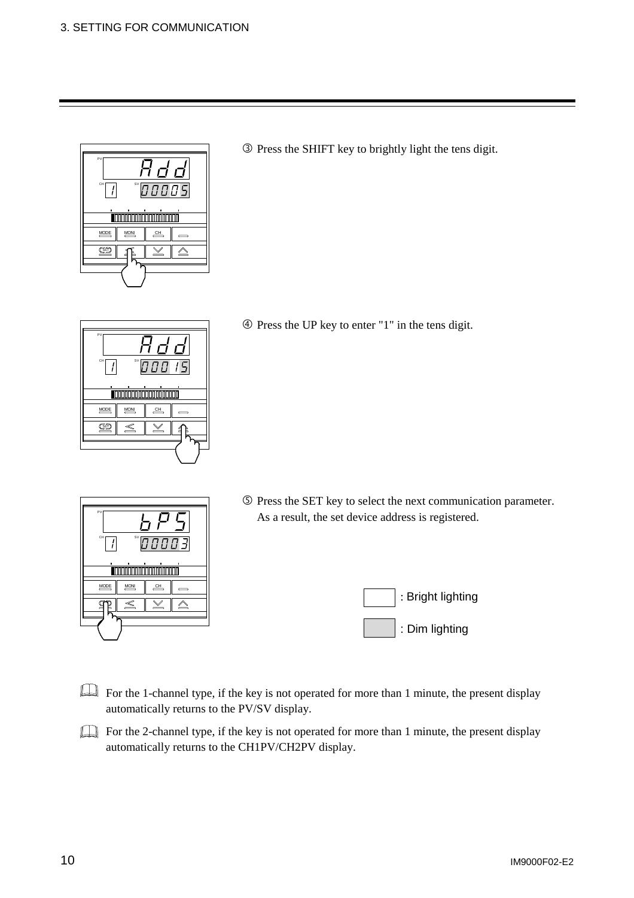③ Press the SHIFT key to brightly light the tens digit.

④ Press the UP key to enter "1" in the tens digit.

⑤ Press the SET key to select the next communication parameter. As a result, the set device address is registered.

: Bright lighting

: Dim lighting

For the 1-channel type, if the key is not operated for more than 1 minute, the present display automatically returns to the PV/SV display.

For the 2-channel type, if the key is not operated for more than 1 minute, the present display automatically returns to the CH1PV/CH2PV display.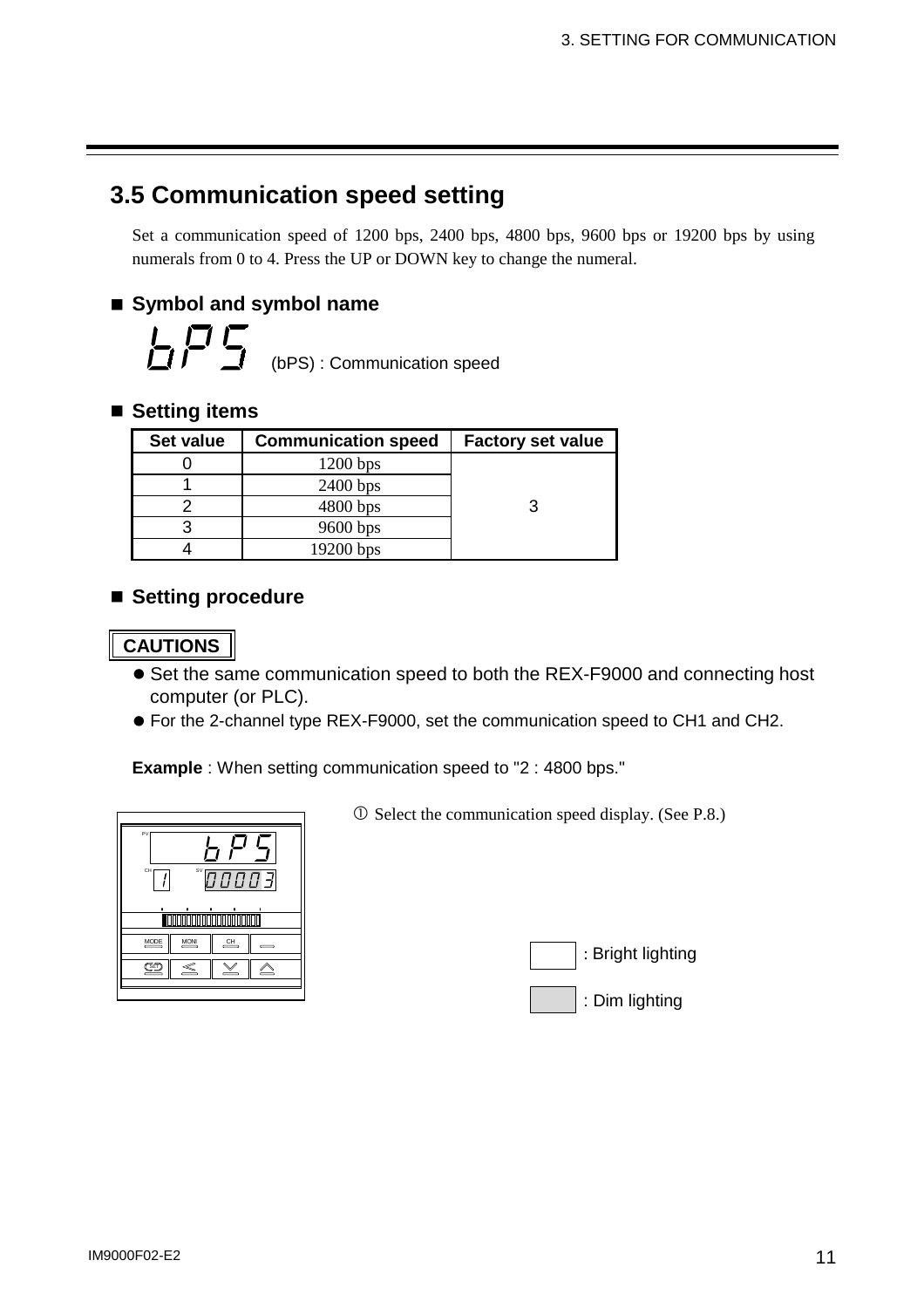## 3.5 Communication speed setting

Set a communication speed of 1200 bps, 2400 bps, 4800 bps, 9600 bps or 19200 bps by using numerals from 0 to 4. Press the UP or DOWN key to change the numeral.

### ■ Symbol and symbol name

bPS (bPS) : Communication speed

### ■ Setting items

| Set value | Communication speed | Factory set value |
|---|---|---|
| 0 | 1200 bps | 3 |
| 1 | 2400 bps | |
| 2 | 4800 bps | |
| 3 | 9600 bps | |
| 4 | 19200 bps | |

### ■ Setting procedure

**CAUTIONS**

- Set the same communication speed to both the REX-F9000 and connecting host computer (or PLC).
- For the 2-channel type REX-F9000, set the communication speed to CH1 and CH2.

**Example** : When setting communication speed to "2 : 4800 bps."

PV: bPS
CH: 1 SV: 00003
MODE MONI CH
SET

① Select the communication speed display. (See P.8.)

: Bright lighting

: Dim lighting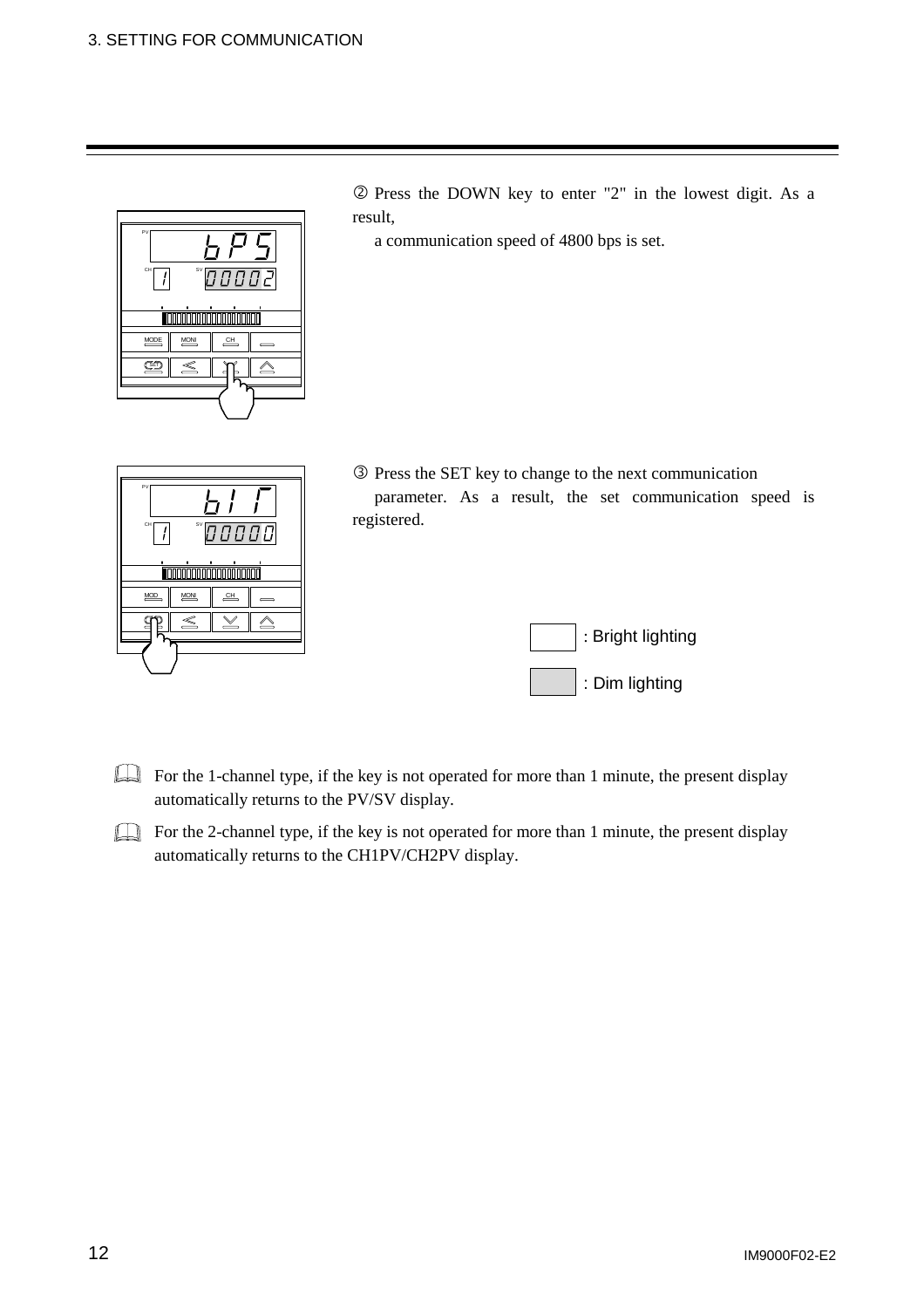② Press the DOWN key to enter "2" in the lowest digit. As a result,
a communication speed of 4800 bps is set.

③ Press the SET key to change to the next communication parameter. As a result, the set communication speed is registered.

: Bright lighting

: Dim lighting

For the 1-channel type, if the key is not operated for more than 1 minute, the present display automatically returns to the PV/SV display.

For the 2-channel type, if the key is not operated for more than 1 minute, the present display automatically returns to the CH1PV/CH2PV display.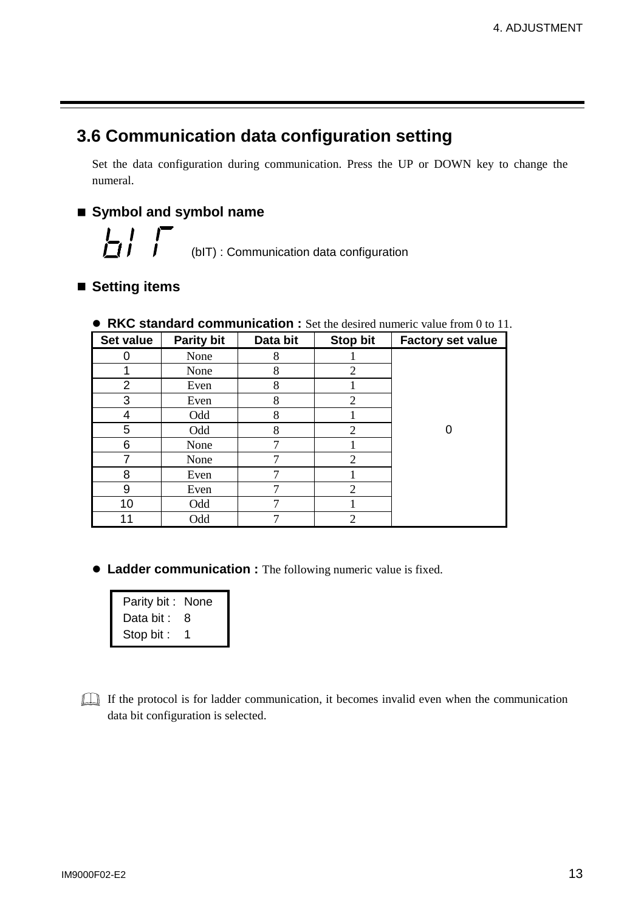## 3.6 Communication data configuration setting

Set the data configuration during communication. Press the UP or DOWN key to change the numeral.

### ■ Symbol and symbol name

bIT (bIT) : Communication data configuration

### ■ Setting items

● **RKC standard communication :** Set the desired numeric value from 0 to 11.

| Set value | Parity bit | Data bit | Stop bit | Factory set value |
|---|---|---|---|---|
| 0 | None | 8 | 1 | 0 |
| 1 | None | 8 | 2 | |
| 2 | Even | 8 | 1 | |
| 3 | Even | 8 | 2 | |
| 4 | Odd | 8 | 1 | |
| 5 | Odd | 8 | 2 | |
| 6 | None | 7 | 1 | |
| 7 | None | 7 | 2 | |
| 8 | Even | 7 | 1 | |
| 9 | Even | 7 | 2 | |
| 10 | Odd | 7 | 1 | |
| 11 | Odd | 7 | 2 | |

● **Ladder communication :** The following numeric value is fixed.

Parity bit : None
Data bit : 8
Stop bit : 1

If the protocol is for ladder communication, it becomes invalid even when the communication data bit configuration is selected.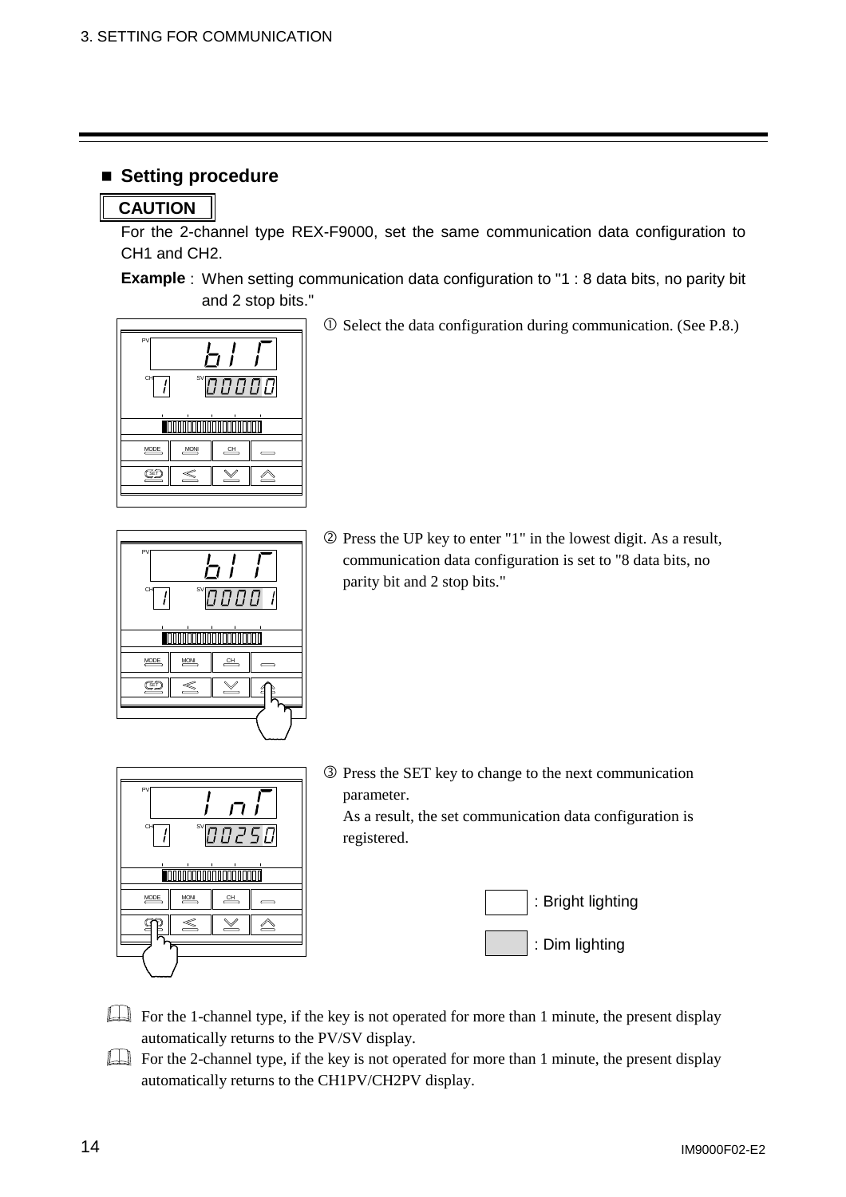## ■ Setting procedure

**CAUTION**

For the 2-channel type REX-F9000, set the same communication data configuration to CH1 and CH2.

**Example** : When setting communication data configuration to "1 : 8 data bits, no parity bit and 2 stop bits."

① Select the data configuration during communication. (See P.8.)

② Press the UP key to enter "1" in the lowest digit. As a result, communication data configuration is set to "8 data bits, no parity bit and 2 stop bits."

③ Press the SET key to change to the next communication parameter.
As a result, the set communication data configuration is registered.

: Bright lighting

: Dim lighting

For the 1-channel type, if the key is not operated for more than 1 minute, the present display automatically returns to the PV/SV display.

For the 2-channel type, if the key is not operated for more than 1 minute, the present display automatically returns to the CH1PV/CH2PV display.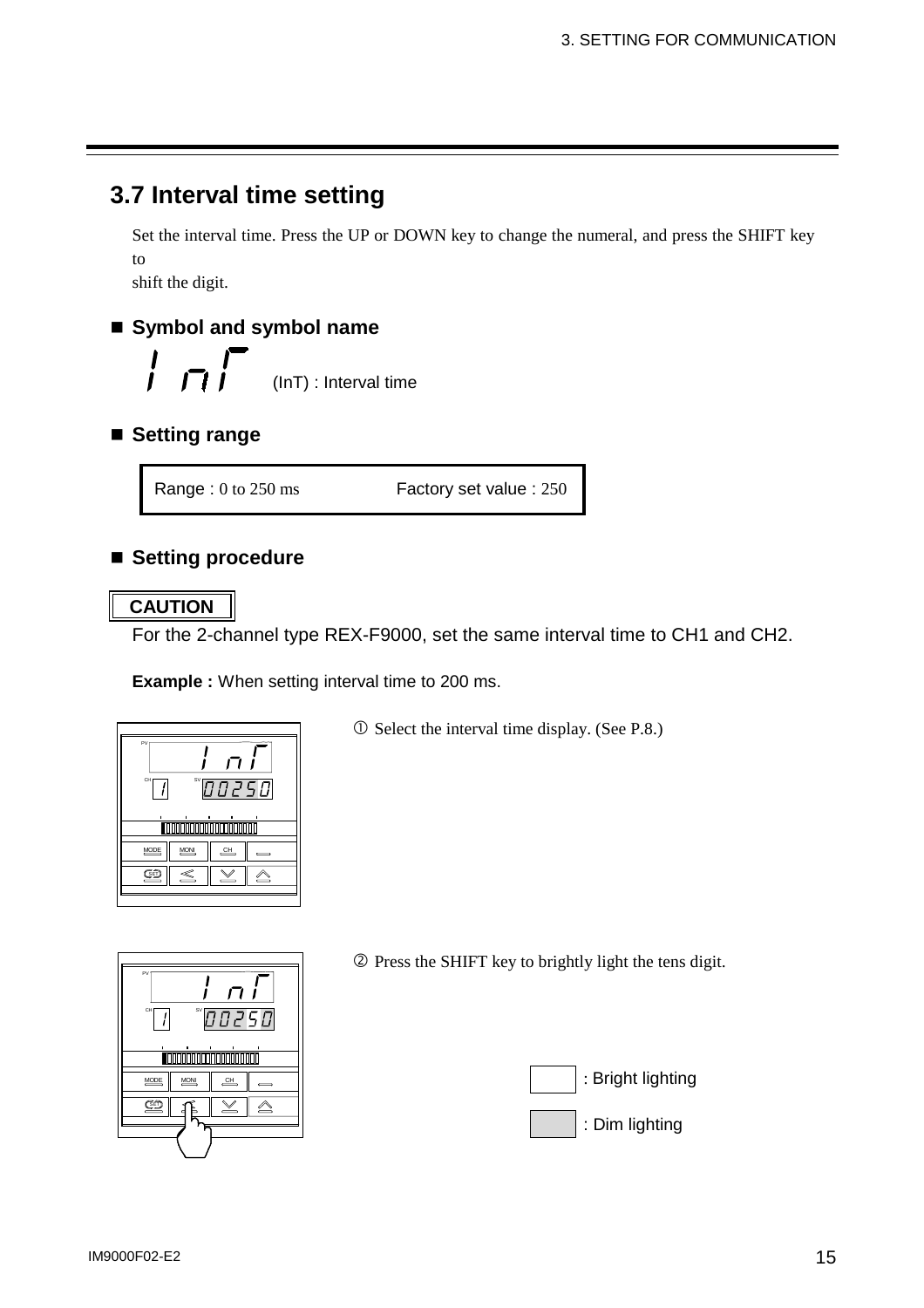## 3.7 Interval time setting

Set the interval time. Press the UP or DOWN key to change the numeral, and press the SHIFT key to shift the digit.

### ■ Symbol and symbol name

(InT) : Interval time

### ■ Setting range

| Range : 0 to 250 ms | Factory set value : 250 |
|---|---|

### ■ Setting procedure

**CAUTION**

For the 2-channel type REX-F9000, set the same interval time to CH1 and CH2.

**Example :** When setting interval time to 200 ms.

① Select the interval time display. (See P.8.)

② Press the SHIFT key to brightly light the tens digit.

: Bright lighting

: Dim lighting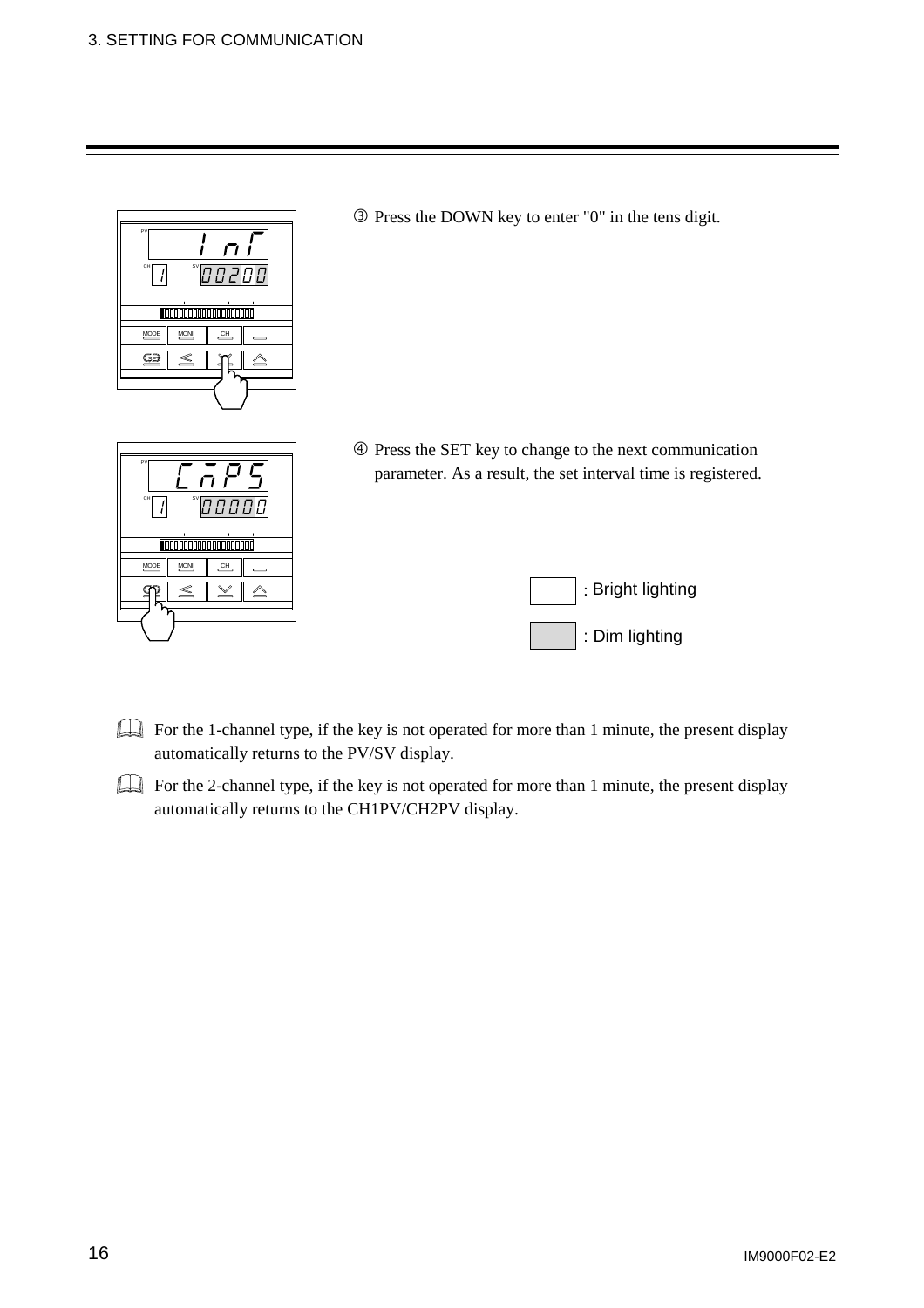③ Press the DOWN key to enter "0" in the tens digit.

④ Press the SET key to change to the next communication parameter. As a result, the set interval time is registered.

: Bright lighting

: Dim lighting

For the 1-channel type, if the key is not operated for more than 1 minute, the present display automatically returns to the PV/SV display.

For the 2-channel type, if the key is not operated for more than 1 minute, the present display automatically returns to the CH1PV/CH2PV display.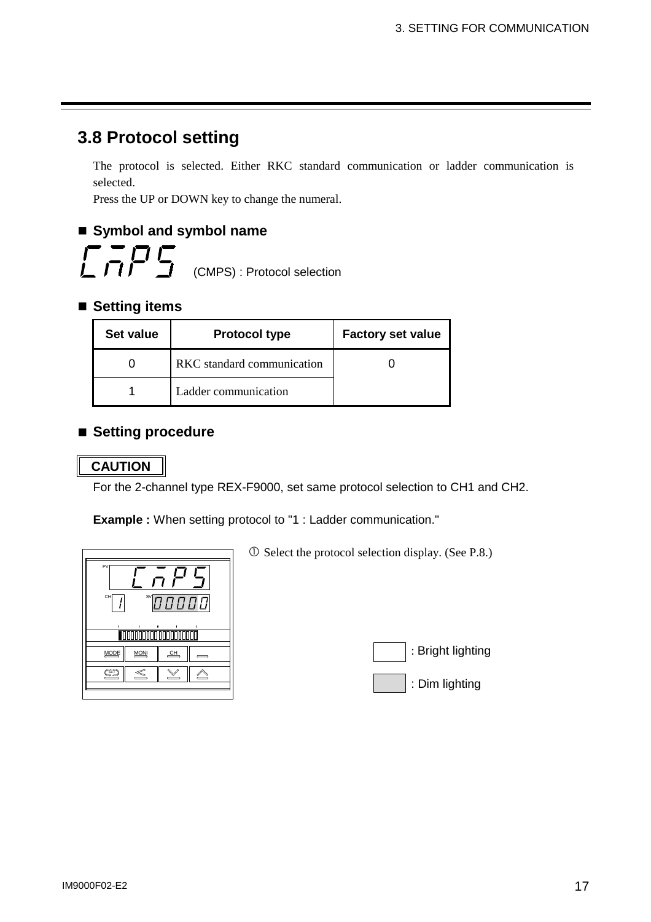## 3.8 Protocol setting

The protocol is selected. Either RKC standard communication or ladder communication is selected.
Press the UP or DOWN key to change the numeral.

### ■ Symbol and symbol name

(CMPS) : Protocol selection

### ■ Setting items

| Set value | Protocol type | Factory set value |
|---|---|---|
| 0 | RKC standard communication | 0 |
| 1 | Ladder communication | |

### ■ Setting procedure

**CAUTION**

For the 2-channel type REX-F9000, set same protocol selection to CH1 and CH2.

**Example :** When setting protocol to "1 : Ladder communication."

① Select the protocol selection display. (See P.8.)

: Bright lighting

: Dim lighting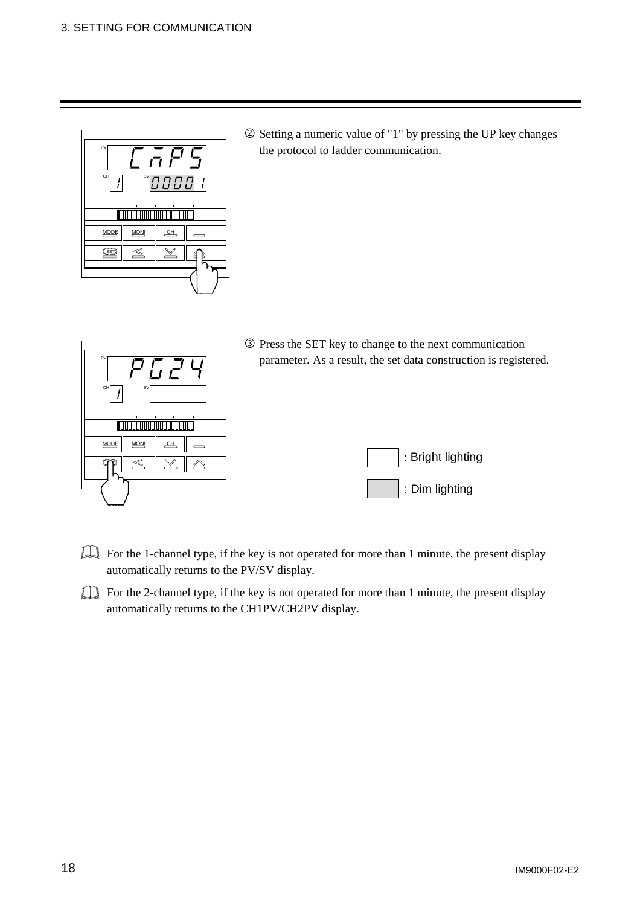② Setting a numeric value of "1" by pressing the UP key changes the protocol to ladder communication.

③ Press the SET key to change to the next communication parameter. As a result, the set data construction is registered.

: Bright lighting

: Dim lighting

For the 1-channel type, if the key is not operated for more than 1 minute, the present display automatically returns to the PV/SV display.

For the 2-channel type, if the key is not operated for more than 1 minute, the present display automatically returns to the CH1PV/CH2PV display.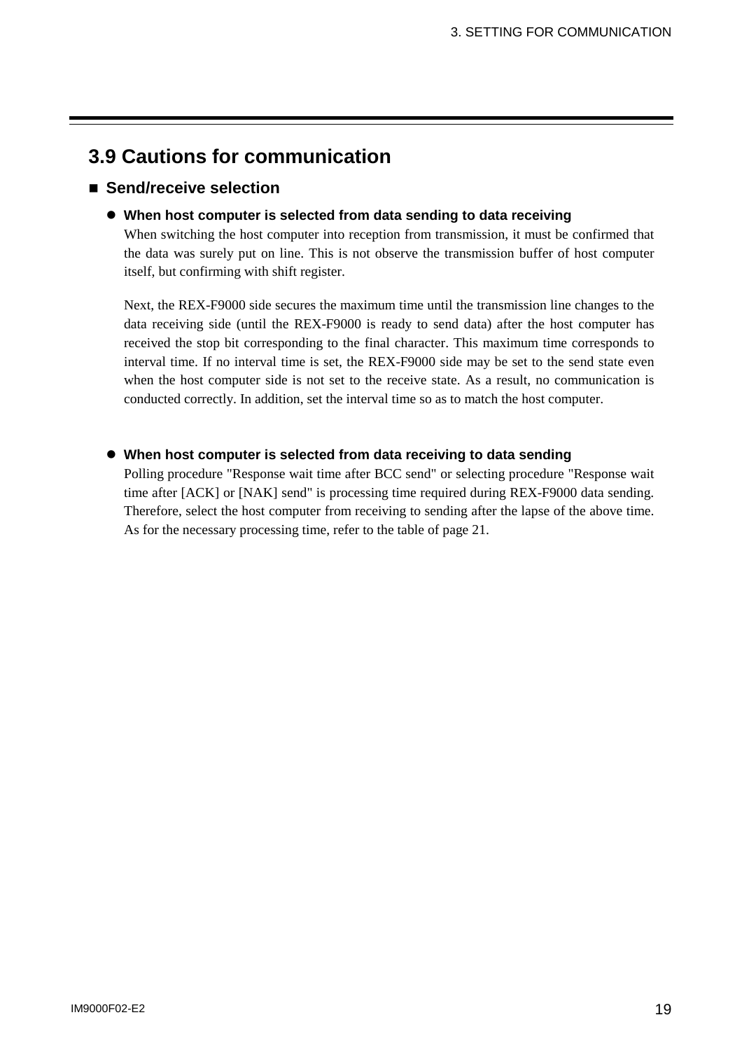## 3.9 Cautions for communication

### ■ Send/receive selection

- **When host computer is selected from data sending to data receiving**

  When switching the host computer into reception from transmission, it must be confirmed that the data was surely put on line. This is not observe the transmission buffer of host computer itself, but confirming with shift register.

  Next, the REX-F9000 side secures the maximum time until the transmission line changes to the data receiving side (until the REX-F9000 is ready to send data) after the host computer has received the stop bit corresponding to the final character. This maximum time corresponds to interval time. If no interval time is set, the REX-F9000 side may be set to the send state even when the host computer side is not set to the receive state. As a result, no communication is conducted correctly. In addition, set the interval time so as to match the host computer.

- **When host computer is selected from data receiving to data sending**

  Polling procedure "Response wait time after BCC send" or selecting procedure "Response wait time after [ACK] or [NAK] send" is processing time required during REX-F9000 data sending. Therefore, select the host computer from receiving to sending after the lapse of the above time. As for the necessary processing time, refer to the table of page 21.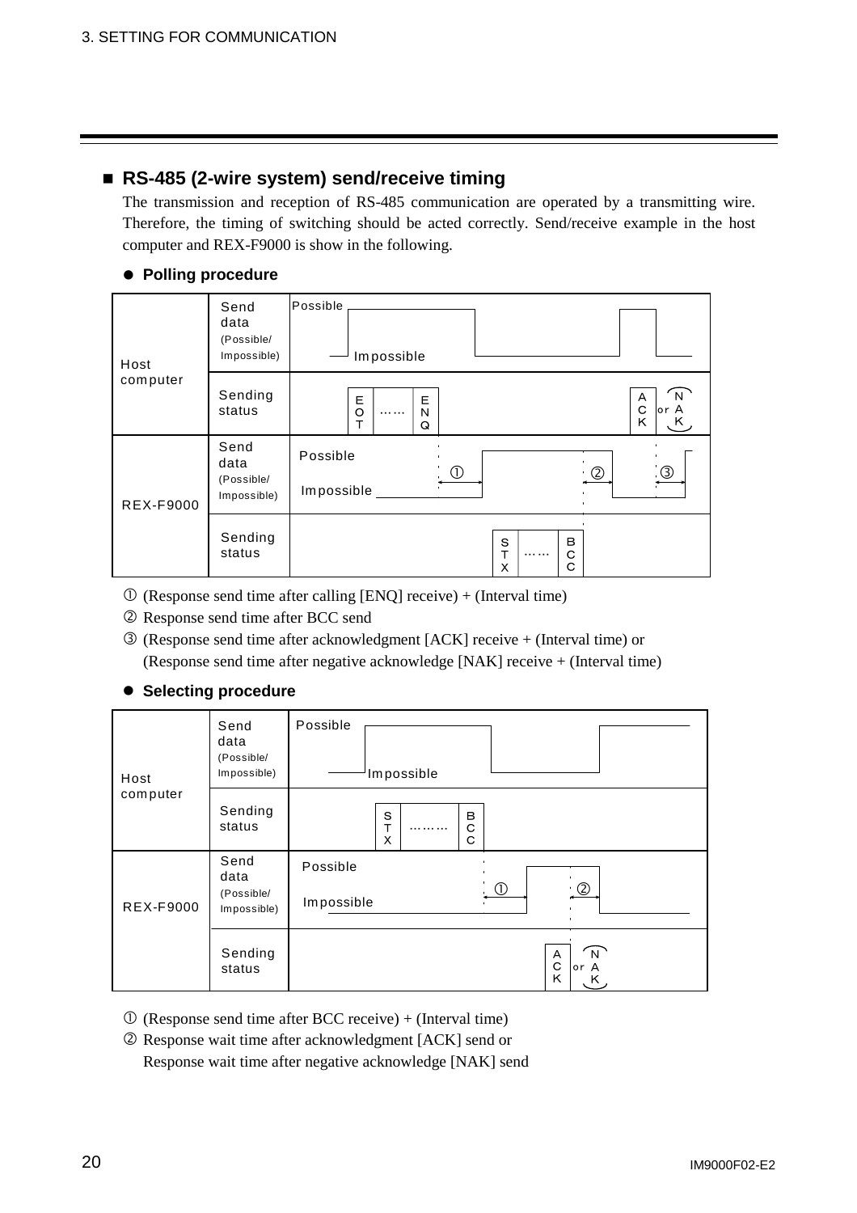## ■ RS-485 (2-wire system) send/receive timing

The transmission and reception of RS-485 communication are operated by a transmitting wire. Therefore, the timing of switching should be acted correctly. Send/receive example in the host computer and REX-F9000 is show in the following.

### ● Polling procedure

| | | |
|---|---|---|
| Host computer | Send data (Possible/ Impossible) | Possible / Impossible |
| | Sending status | EOT …… ENQ &nbsp;&nbsp;&nbsp; ACK or NAK |
| REX-F9000 | Send data (Possible/ Impossible) | Possible / Impossible ① ② ③ |
| | Sending status | STX …… BCC |

① (Response send time after calling [ENQ] receive) + (Interval time)

② Response send time after BCC send

③ (Response send time after acknowledgment [ACK] receive + (Interval time) or (Response send time after negative acknowledge [NAK] receive + (Interval time)

### ● Selecting procedure

| | | |
|---|---|---|
| Host computer | Send data (Possible/ Impossible) | Possible / Impossible |
| | Sending status | STX ……… BCC |
| REX-F9000 | Send data (Possible/ Impossible) | Possible / Impossible ① ② |
| | Sending status | ACK or NAK |

① (Response send time after BCC receive) + (Interval time)

② Response wait time after acknowledgment [ACK] send or Response wait time after negative acknowledge [NAK] send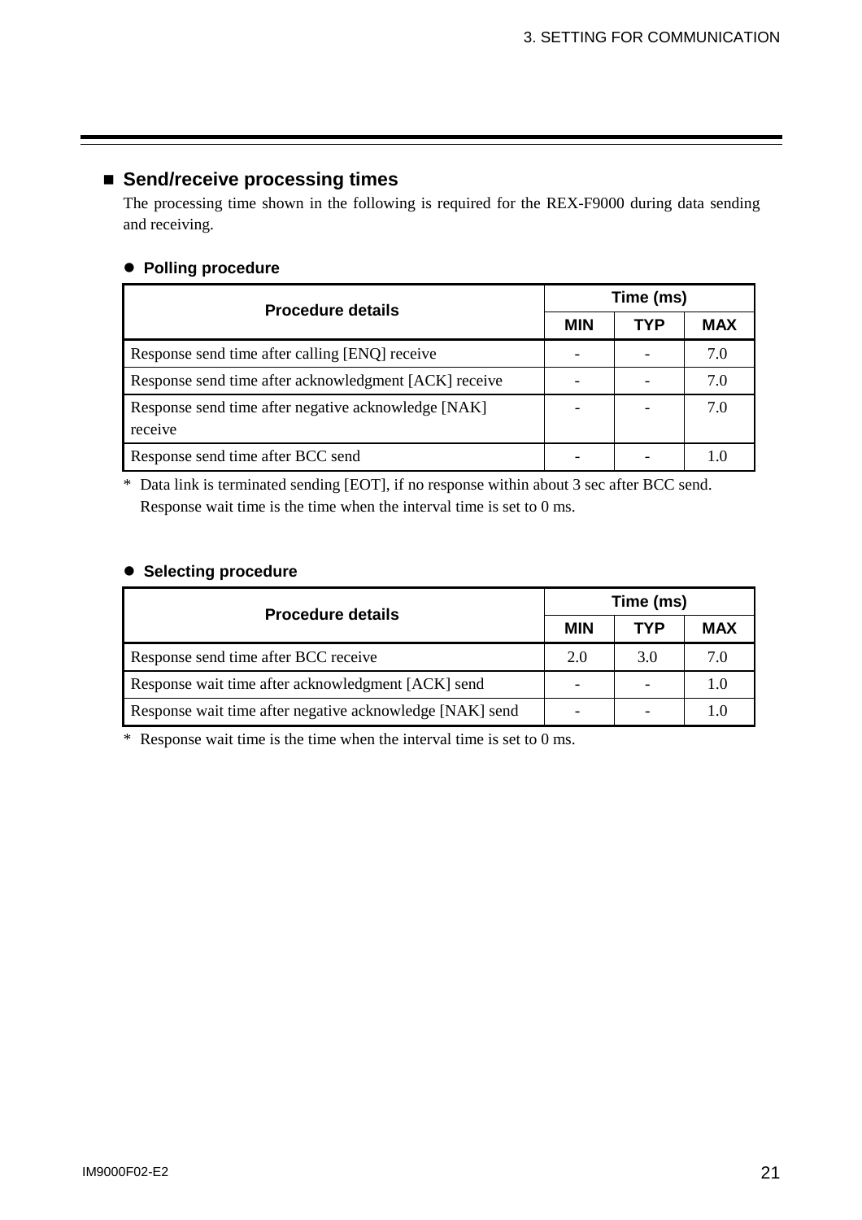## ■ Send/receive processing times

The processing time shown in the following is required for the REX-F9000 during data sending and receiving.

### ● Polling procedure

| Procedure details | Time (ms) | | |
|---|---|---|---|
| | MIN | TYP | MAX |
| Response send time after calling [ENQ] receive | - | - | 7.0 |
| Response send time after acknowledgment [ACK] receive | - | - | 7.0 |
| Response send time after negative acknowledge [NAK] receive | - | - | 7.0 |
| Response send time after BCC send | - | - | 1.0 |

* Data link is terminated sending [EOT], if no response within about 3 sec after BCC send.
  Response wait time is the time when the interval time is set to 0 ms.

### ● Selecting procedure

| Procedure details | Time (ms) | | |
|---|---|---|---|
| | MIN | TYP | MAX |
| Response send time after BCC receive | 2.0 | 3.0 | 7.0 |
| Response wait time after acknowledgment [ACK] send | - | - | 1.0 |
| Response wait time after negative acknowledge [NAK] send | - | - | 1.0 |

* Response wait time is the time when the interval time is set to 0 ms.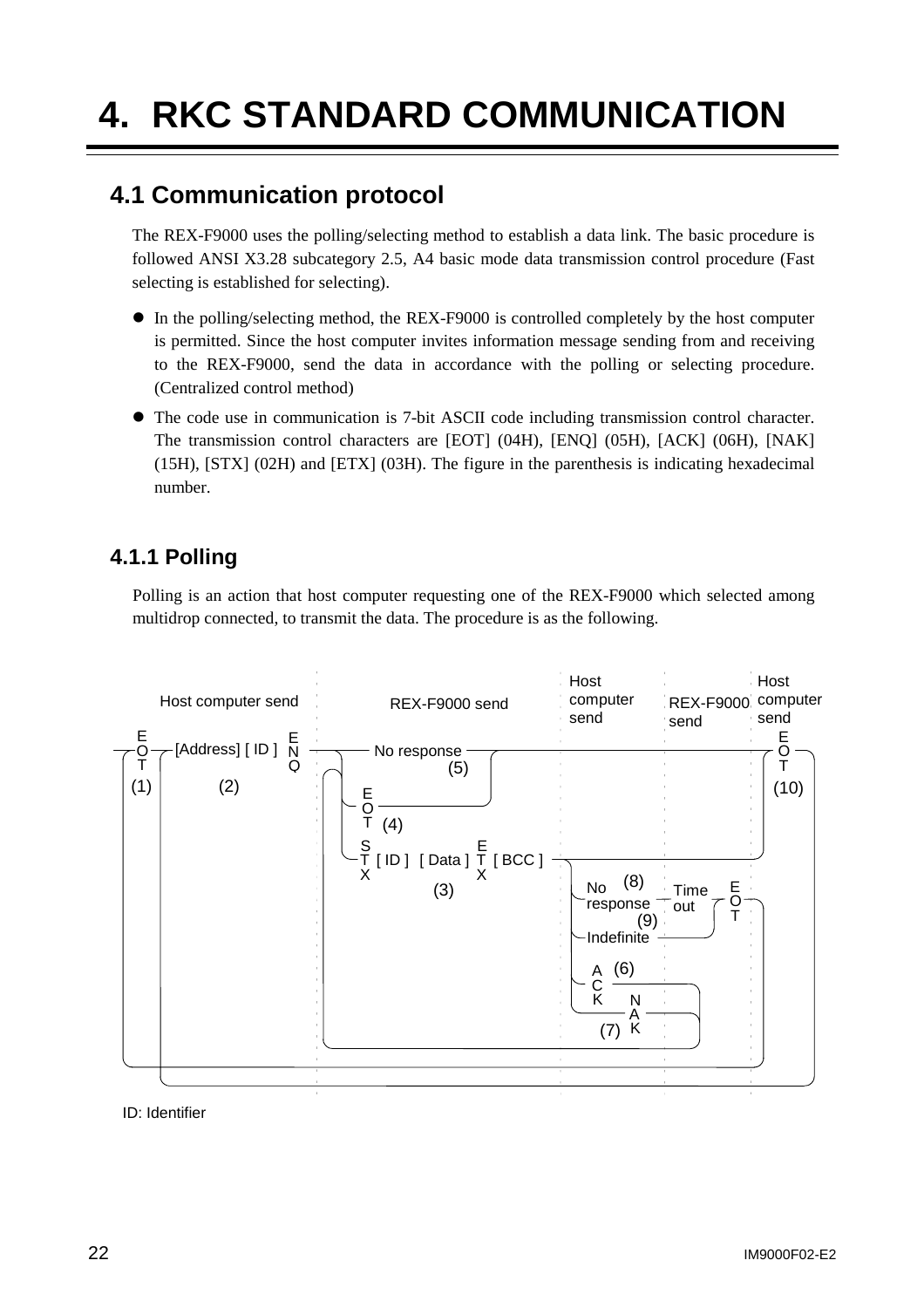# 4. RKC STANDARD COMMUNICATION

## 4.1 Communication protocol

The REX-F9000 uses the polling/selecting method to establish a data link. The basic procedure is followed ANSI X3.28 subcategory 2.5, A4 basic mode data transmission control procedure (Fast selecting is established for selecting).

- In the polling/selecting method, the REX-F9000 is controlled completely by the host computer is permitted. Since the host computer invites information message sending from and receiving to the REX-F9000, send the data in accordance with the polling or selecting procedure. (Centralized control method)
- The code use in communication is 7-bit ASCII code including transmission control character. The transmission control characters are [EOT] (04H), [ENQ] (05H), [ACK] (06H), [NAK] (15H), [STX] (02H) and [ETX] (03H). The figure in the parenthesis is indicating hexadecimal number.

### 4.1.1 Polling

Polling is an action that host computer requesting one of the REX-F9000 which selected among multidrop connected, to transmit the data. The procedure is as the following.

Host computer send | REX-F9000 send | Host computer send | REX-F9000 send | Host computer send

EOT (1) → [Address] [ID] ENQ (2) → No response (5) / EOT (4) / STX [ID] [Data] ETX [BCC] (3) → No response (8) → Time out / Indefinite (9) → EOT; ACK (6); NAK (7) → EOT (10)

ID: Identifier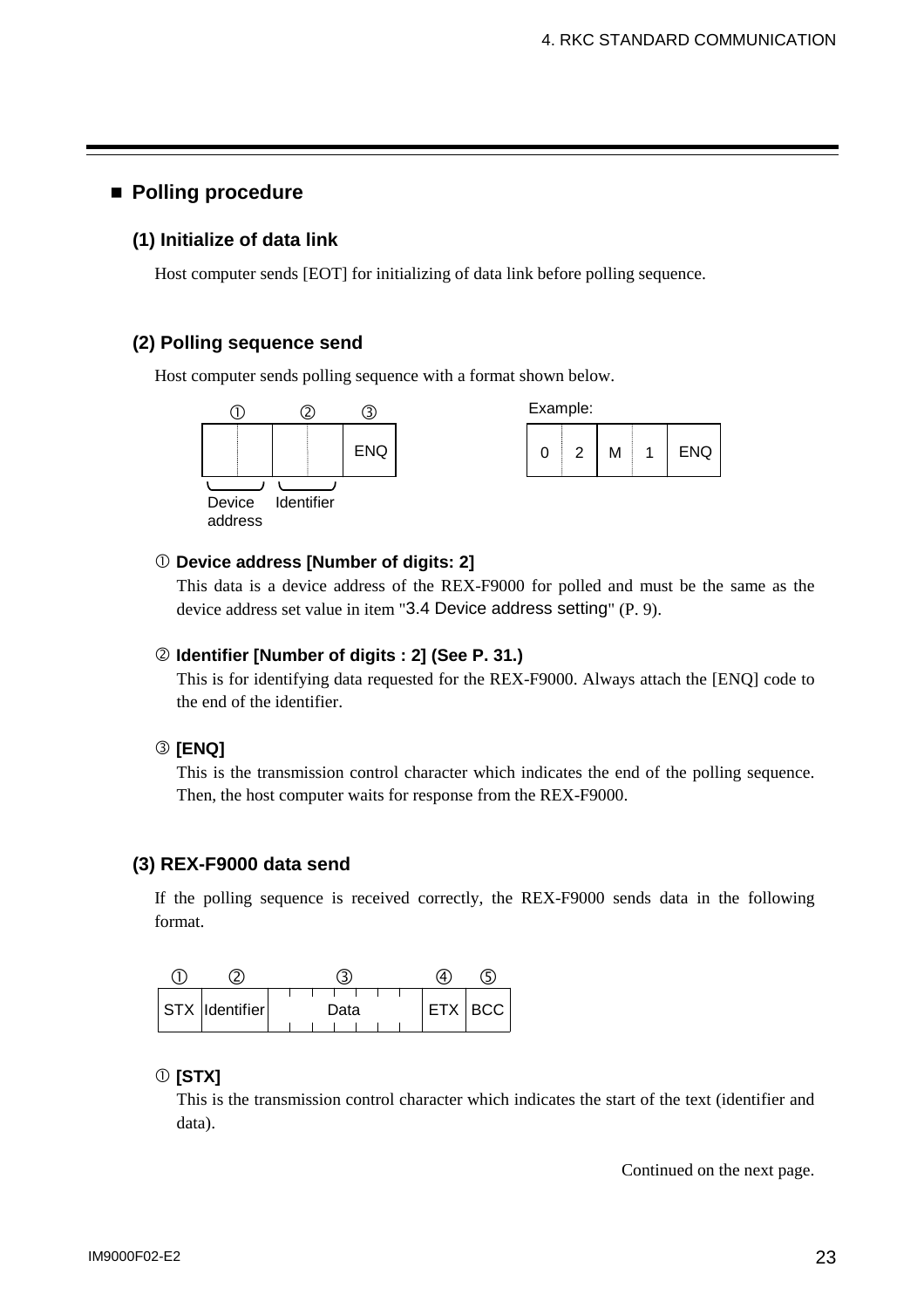## ■ Polling procedure

### (1) Initialize of data link

Host computer sends [EOT] for initializing of data link before polling sequence.

### (2) Polling sequence send

Host computer sends polling sequence with a format shown below.

| ① | | ② | | ③ |
|---|---|---|---|---|
| | | | | ENQ |
| Device address | | Identifier | | |

Example:

| 0 | 2 | M | 1 | ENQ |
|---|---|---|---|---|

① **Device address [Number of digits: 2]**

This data is a device address of the REX-F9000 for polled and must be the same as the device address set value in item "3.4 Device address setting" (P. 9).

② **Identifier [Number of digits : 2] (See P. 31.)**

This is for identifying data requested for the REX-F9000. Always attach the [ENQ] code to the end of the identifier.

③ **[ENQ]**

This is the transmission control character which indicates the end of the polling sequence. Then, the host computer waits for response from the REX-F9000.

### (3) REX-F9000 data send

If the polling sequence is received correctly, the REX-F9000 sends data in the following format.

| ① | ② | ③ | ④ | ⑤ |
|---|---|---|---|---|
| STX | Identifier | Data | ETX | BCC |

① **[STX]**

This is the transmission control character which indicates the start of the text (identifier and data).

Continued on the next page.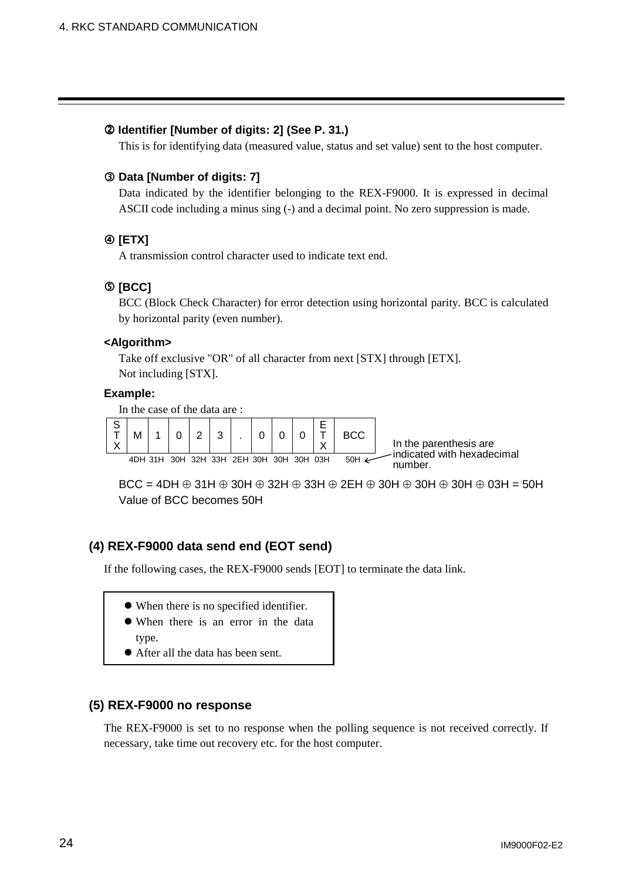**② Identifier [Number of digits: 2] (See P. 31.)**

This is for identifying data (measured value, status and set value) sent to the host computer.

**③ Data [Number of digits: 7]**

Data indicated by the identifier belonging to the REX-F9000. It is expressed in decimal ASCII code including a minus sing (-) and a decimal point. No zero suppression is made.

**④ [ETX]**

A transmission control character used to indicate text end.

**⑤ [BCC]**

BCC (Block Check Character) for error detection using horizontal parity. BCC is calculated by horizontal parity (even number).

**<Algorithm>**

Take off exclusive "OR" of all character from next [STX] through [ETX].
Not including [STX].

**Example:**

In the case of the data are :

| STX | M | 1 | 0 | 2 | 3 | . | 0 | 0 | 0 | ETX | BCC |
|---|---|---|---|---|---|---|---|---|---|---|---|
| | 4DH | 31H | 30H | 32H | 33H | 2EH | 30H | 30H | 30H | 03H | 50H |

In the parenthesis are indicated with hexadecimal number.

BCC = 4DH ⊕ 31H ⊕ 30H ⊕ 32H ⊕ 33H ⊕ 2EH ⊕ 30H ⊕ 30H ⊕ 30H ⊕ 03H = 50H
Value of BCC becomes 50H

### (4) REX-F9000 data send end (EOT send)

If the following cases, the REX-F9000 sends [EOT] to terminate the data link.

- When there is no specified identifier.
- When there is an error in the data type.
- After all the data has been sent.

### (5) REX-F9000 no response

The REX-F9000 is set to no response when the polling sequence is not received correctly. If necessary, take time out recovery etc. for the host computer.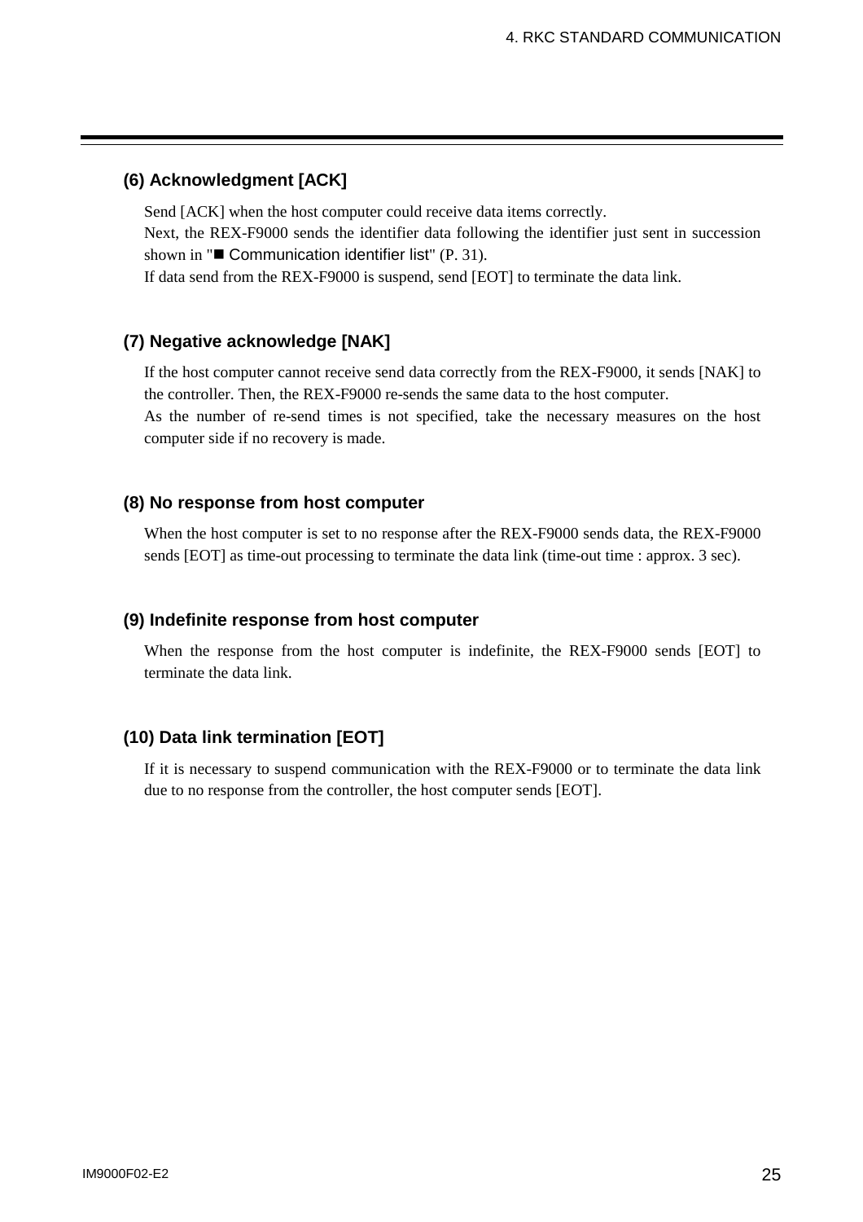### (6) Acknowledgment [ACK]

Send [ACK] when the host computer could receive data items correctly.
Next, the REX-F9000 sends the identifier data following the identifier just sent in succession shown in "■ Communication identifier list" (P. 31).
If data send from the REX-F9000 is suspend, send [EOT] to terminate the data link.

### (7) Negative acknowledge [NAK]

If the host computer cannot receive send data correctly from the REX-F9000, it sends [NAK] to the controller. Then, the REX-F9000 re-sends the same data to the host computer.
As the number of re-send times is not specified, take the necessary measures on the host computer side if no recovery is made.

### (8) No response from host computer

When the host computer is set to no response after the REX-F9000 sends data, the REX-F9000 sends [EOT] as time-out processing to terminate the data link (time-out time : approx. 3 sec).

### (9) Indefinite response from host computer

When the response from the host computer is indefinite, the REX-F9000 sends [EOT] to terminate the data link.

### (10) Data link termination [EOT]

If it is necessary to suspend communication with the REX-F9000 or to terminate the data link due to no response from the controller, the host computer sends [EOT].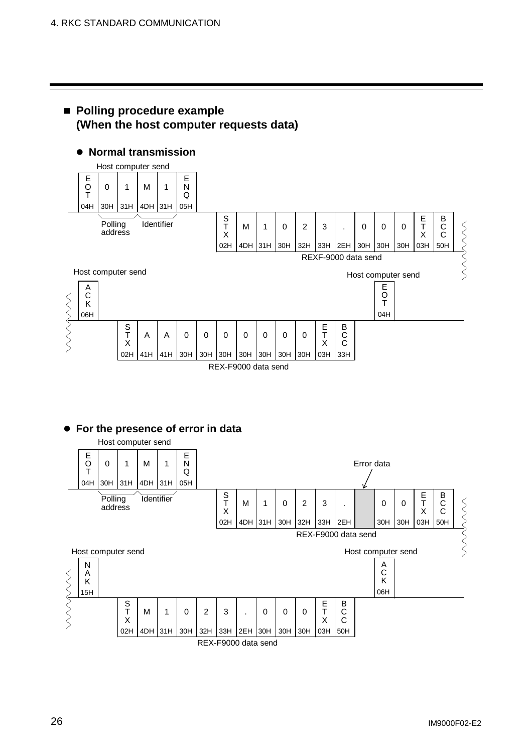## ■ Polling procedure example (When the host computer requests data)

### ● Normal transmission

Host computer send

| E O T | 0 | 1 | M | 1 | E N Q |
|---|---|---|---|---|---|
| 04H | 30H | 31H | 4DH | 31H | 05H |

Polling address / Identifier

REXF-9000 data send

| S T X | M | 1 | 0 | 2 | 3 | . | 0 | 0 | 0 | E T X | B C C |
|---|---|---|---|---|---|---|---|---|---|---|---|
| 02H | 4DH | 31H | 30H | 32H | 33H | 2EH | 30H | 30H | 30H | 03H | 50H |

Host computer send

| A C K |
|---|
| 06H |

REX-F9000 data send

| S T X | A | A | 0 | 0 | 0 | 0 | 0 | 0 | 0 | E T X | B C C |
|---|---|---|---|---|---|---|---|---|---|---|---|
| 02H | 41H | 41H | 30H | 30H | 30H | 30H | 30H | 30H | 30H | 03H | 33H |

Host computer send

| E O T |
|---|
| 04H |

### ● For the presence of error in data

Host computer send

| E O T | 0 | 1 | M | 1 | E N Q |
|---|---|---|---|---|---|
| 04H | 30H | 31H | 4DH | 31H | 05H |

Polling address / Identifier

REX-F9000 data send

| S T X | M | 1 | 0 | 2 | 3 | . | (Error data) | 0 | 0 | E T X | B C C |
|---|---|---|---|---|---|---|---|---|---|---|---|
| 02H | 4DH | 31H | 30H | 32H | 33H | 2EH | | 30H | 30H | 03H | 50H |

Host computer send

| N A K |
|---|
| 15H |

REX-F9000 data send

| S T X | M | 1 | 0 | 2 | 3 | . | 0 | 0 | 0 | E T X | B C C |
|---|---|---|---|---|---|---|---|---|---|---|---|
| 02H | 4DH | 31H | 30H | 32H | 33H | 2EH | 30H | 30H | 30H | 03H | 50H |

Host computer send

| A C K |
|---|
| 06H |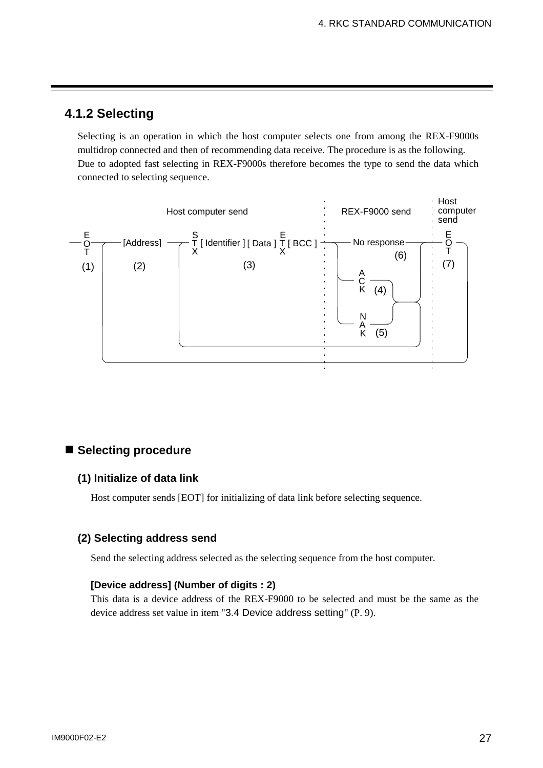## 4.1.2 Selecting

Selecting is an operation in which the host computer selects one from among the REX-F9000s multidrop connected and then of recommending data receive. The procedure is as the following. Due to adopted fast selecting in REX-F9000s therefore becomes the type to send the data which connected to selecting sequence.

```
                    Host computer send                          REX-F9000 send      Host computer send

 E                      S                          E                                  E
 O    [Address]         T [ Identifier ] [ Data ]  T [ BCC ]        No response       O
 T                      X                          X                   (6)            T
(1)      (2)                      (3)                         A                      (7)
                                                              C
                                                              K  (4)

                                                              N
                                                              A
                                                              K  (5)
```

### ■ Selecting procedure

#### (1) Initialize of data link

Host computer sends [EOT] for initializing of data link before selecting sequence.

#### (2) Selecting address send

Send the selecting address selected as the selecting sequence from the host computer.

**[Device address] (Number of digits : 2)**

This data is a device address of the REX-F9000 to be selected and must be the same as the device address set value in item "3.4 Device address setting" (P. 9).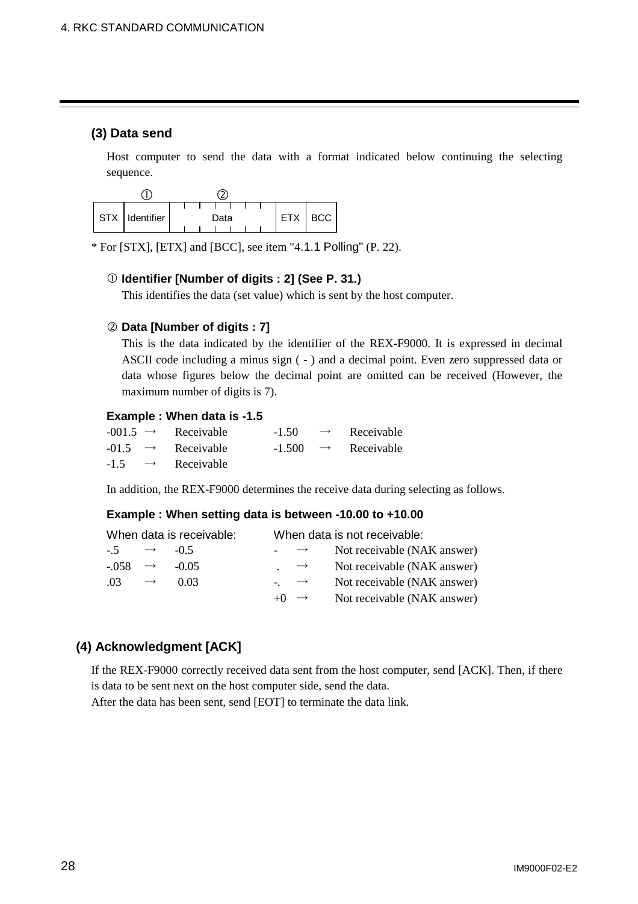### (3) Data send

Host computer to send the data with a format indicated below continuing the selecting sequence.

|  | ① | ② |  |  |
|---|---|---|---|---|
| STX | Identifier | Data | ETX | BCC |

\* For [STX], [ETX] and [BCC], see item "4.1.1 Polling" (P. 22).

① **Identifier [Number of digits : 2] (See P. 31.)**

This identifies the data (set value) which is sent by the host computer.

② **Data [Number of digits : 7]**

This is the data indicated by the identifier of the REX-F9000. It is expressed in decimal ASCII code including a minus sign ( - ) and a decimal point. Even zero suppressed data or data whose figures below the decimal point are omitted can be received (However, the maximum number of digits is 7).

**Example : When data is -1.5**

| | | | | | |
|---|---|---|---|---|---|
| -001.5 | → | Receivable | -1.50 | → | Receivable |
| -01.5 | → | Receivable | -1.500 | → | Receivable |
| -1.5 | → | Receivable | | | |

In addition, the REX-F9000 determines the receive data during selecting as follows.

**Example : When setting data is between -10.00 to +10.00**

| When data is receivable: | | | When data is not receivable: | | |
|---|---|---|---|---|---|
| -.5 | → | -0.5 | - | → | Not receivable (NAK answer) |
| -.058 | → | -0.05 | . | → | Not receivable (NAK answer) |
| .03 | → | 0.03 | -. | → | Not receivable (NAK answer) |
| | | | +0 | → | Not receivable (NAK answer) |

### (4) Acknowledgment [ACK]

If the REX-F9000 correctly received data sent from the host computer, send [ACK]. Then, if there is data to be sent next on the host computer side, send the data.
After the data has been sent, send [EOT] to terminate the data link.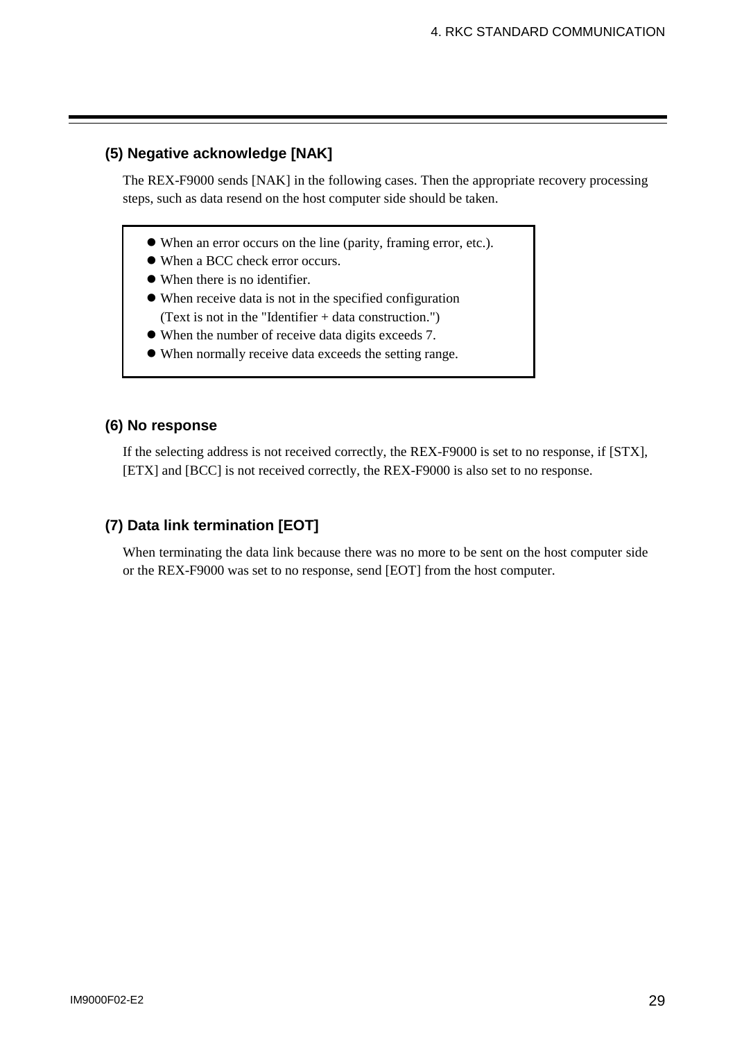### (5) Negative acknowledge [NAK]

The REX-F9000 sends [NAK] in the following cases. Then the appropriate recovery processing steps, such as data resend on the host computer side should be taken.

- When an error occurs on the line (parity, framing error, etc.).
- When a BCC check error occurs.
- When there is no identifier.
- When receive data is not in the specified configuration (Text is not in the "Identifier + data construction.")
- When the number of receive data digits exceeds 7.
- When normally receive data exceeds the setting range.

### (6) No response

If the selecting address is not received correctly, the REX-F9000 is set to no response, if [STX], [ETX] and [BCC] is not received correctly, the REX-F9000 is also set to no response.

### (7) Data link termination [EOT]

When terminating the data link because there was no more to be sent on the host computer side or the REX-F9000 was set to no response, send [EOT] from the host computer.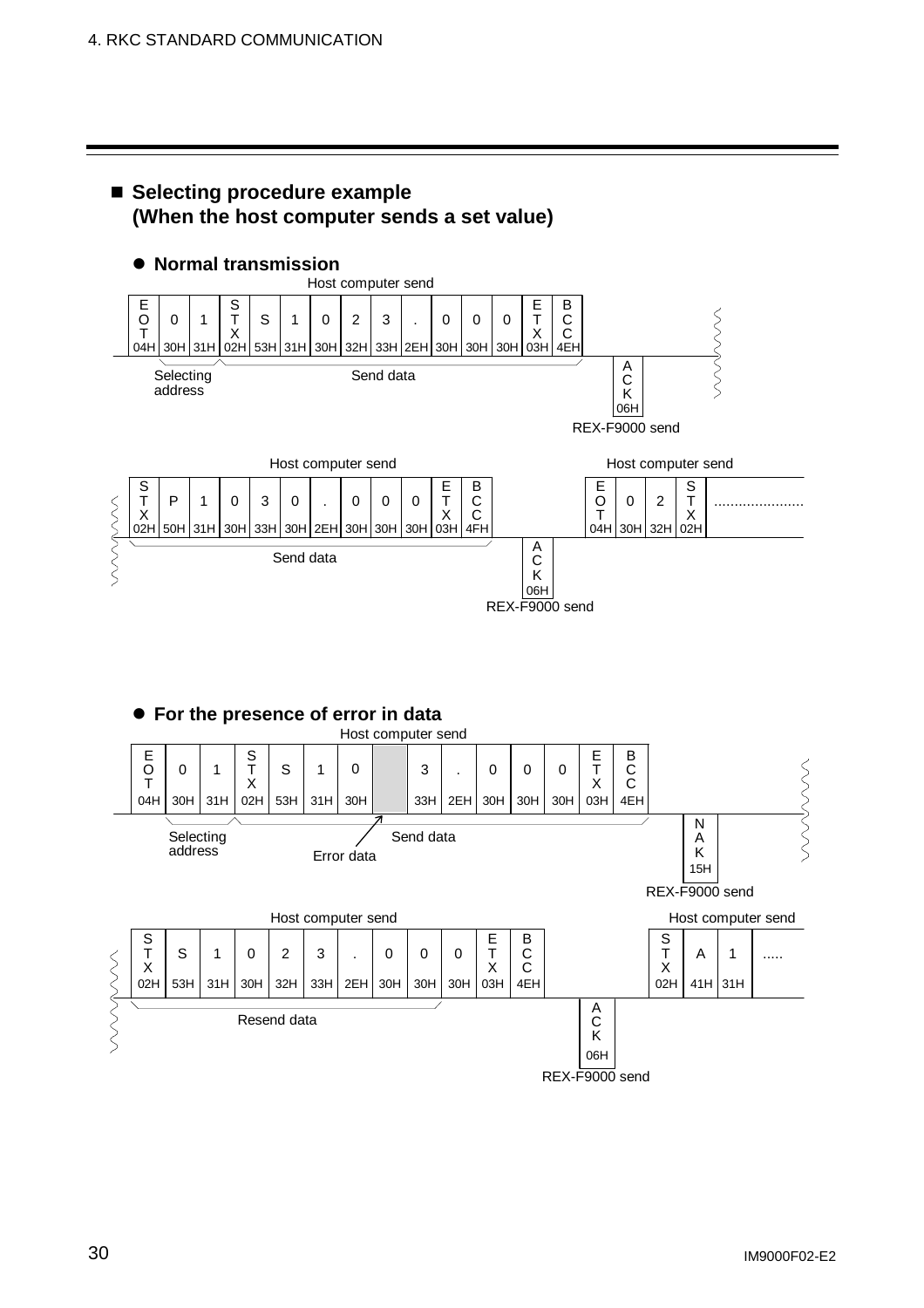## ■ Selecting procedure example (When the host computer sends a set value)

### ● Normal transmission

Host computer send

| EOT | 0 | 1 | STX | S | 1 | 0 | 2 | 3 | . | 0 | 0 | 0 | ETX | BCC |
|---|---|---|---|---|---|---|---|---|---|---|---|---|---|---|
| 04H | 30H | 31H | 02H | 53H | 31H | 30H | 32H | 33H | 2EH | 30H | 30H | 30H | 03H | 4EH |

Selecting address: EOT 0 1; Send data: STX … BCC

REX-F9000 send: ACK (06H)

Host computer send

| STX | P | 1 | 0 | 3 | 0 | . | 0 | 0 | 0 | ETX | BCC |
|---|---|---|---|---|---|---|---|---|---|---|---|
| 02H | 50H | 31H | 30H | 33H | 30H | 2EH | 30H | 30H | 30H | 03H | 4FH |

Send data

REX-F9000 send: ACK (06H)

Host computer send

| EOT | 0 | 2 | STX | ...................... |
|---|---|---|---|---|
| 04H | 30H | 32H | 02H | |

### ● For the presence of error in data

Host computer send

| EOT | 0 | 1 | STX | S | 1 | 0 | (Error data) | 3 | . | 0 | 0 | 0 | ETX | BCC |
|---|---|---|---|---|---|---|---|---|---|---|---|---|---|---|
| 04H | 30H | 31H | 02H | 53H | 31H | 30H | | 33H | 2EH | 30H | 30H | 30H | 03H | 4EH |

Selecting address: EOT 0 1; Send data: STX … BCC; Error data

REX-F9000 send: NAK (15H)

Host computer send

| STX | S | 1 | 0 | 2 | 3 | . | 0 | 0 | 0 | ETX | BCC |
|---|---|---|---|---|---|---|---|---|---|---|---|
| 02H | 53H | 31H | 30H | 32H | 33H | 2EH | 30H | 30H | 30H | 03H | 4EH |

Resend data

REX-F9000 send: ACK (06H)

Host computer send

| STX | A | 1 | ..... |
|---|---|---|---|
| 02H | 41H | 31H | |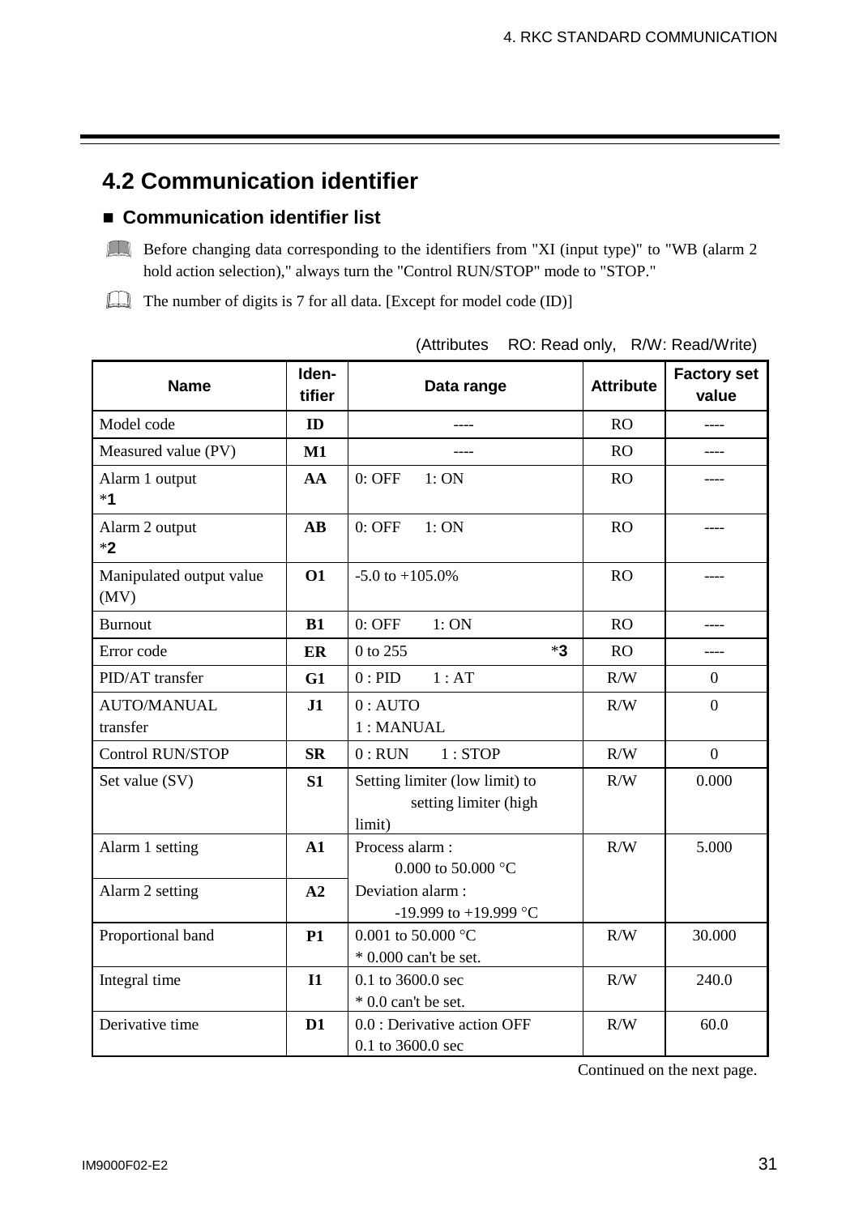## 4.2 Communication identifier

### ■ Communication identifier list

Before changing data corresponding to the identifiers from "XI (input type)" to "WB (alarm 2 hold action selection)," always turn the "Control RUN/STOP" mode to "STOP."

The number of digits is 7 for all data. [Except for model code (ID)]

(Attributes RO: Read only, R/W: Read/Write)

| Name | Iden-tifier | Data range | Attribute | Factory set value |
|---|---|---|---|---|
| Model code | **ID** | ---- | RO | ---- |
| Measured value (PV) | **M1** | ---- | RO | ---- |
| Alarm 1 output *1 | **AA** | 0: OFF 1: ON | RO | ---- |
| Alarm 2 output *2 | **AB** | 0: OFF 1: ON | RO | ---- |
| Manipulated output value (MV) | **O1** | -5.0 to +105.0% | RO | ---- |
| Burnout | **B1** | 0: OFF 1: ON | RO | ---- |
| Error code | **ER** | 0 to 255 *3 | RO | ---- |
| PID/AT transfer | **G1** | 0 : PID 1 : AT | R/W | 0 |
| AUTO/MANUAL transfer | **J1** | 0 : AUTO<br>1 : MANUAL | R/W | 0 |
| Control RUN/STOP | **SR** | 0 : RUN 1 : STOP | R/W | 0 |
| Set value (SV) | **S1** | Setting limiter (low limit) to setting limiter (high limit) | R/W | 0.000 |
| Alarm 1 setting | **A1** | Process alarm :<br>0.000 to 50.000 °C | R/W | 5.000 |
| Alarm 2 setting | **A2** | Deviation alarm :<br>-19.999 to +19.999 °C | | |
| Proportional band | **P1** | 0.001 to 50.000 °C<br>* 0.000 can't be set. | R/W | 30.000 |
| Integral time | **I1** | 0.1 to 3600.0 sec<br>* 0.0 can't be set. | R/W | 240.0 |
| Derivative time | **D1** | 0.0 : Derivative action OFF<br>0.1 to 3600.0 sec | R/W | 60.0 |

Continued on the next page.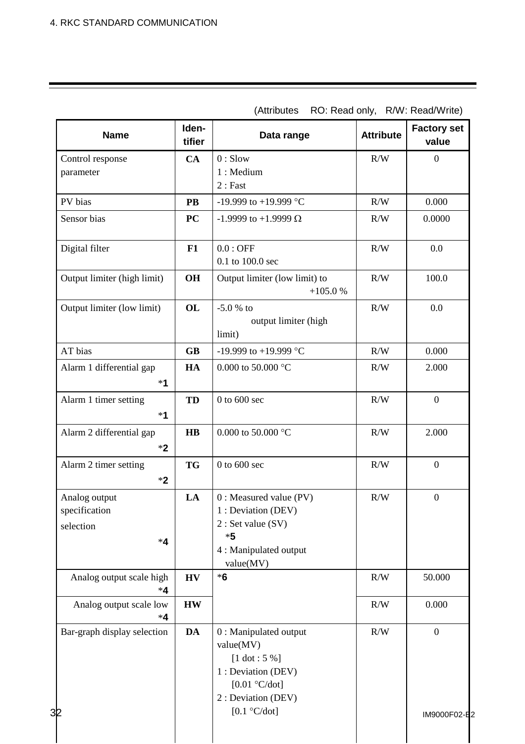(Attributes RO: Read only, R/W: Read/Write)

| Name | Iden-tifier | Data range | Attribute | Factory set value |
|---|---|---|---|---|
| Control response parameter | CA | 0 : Slow<br>1 : Medium<br>2 : Fast | R/W | 0 |
| PV bias | PB | -19.999 to +19.999 °C | R/W | 0.000 |
| Sensor bias | PC | -1.9999 to +1.9999 Ω | R/W | 0.0000 |
| Digital filter | F1 | 0.0 : OFF<br>0.1 to 100.0 sec | R/W | 0.0 |
| Output limiter (high limit) | OH | Output limiter (low limit) to +105.0 % | R/W | 100.0 |
| Output limiter (low limit) | OL | -5.0 % to output limiter (high limit) | R/W | 0.0 |
| AT bias | GB | -19.999 to +19.999 °C | R/W | 0.000 |
| Alarm 1 differential gap *1 | HA | 0.000 to 50.000 °C | R/W | 2.000 |
| Alarm 1 timer setting *1 | TD | 0 to 600 sec | R/W | 0 |
| Alarm 2 differential gap *2 | HB | 0.000 to 50.000 °C | R/W | 2.000 |
| Alarm 2 timer setting *2 | TG | 0 to 600 sec | R/W | 0 |
| Analog output specification selection *4 | LA | 0 : Measured value (PV)<br>1 : Deviation (DEV)<br>2 : Set value (SV) *5<br>4 : Manipulated output value(MV) | R/W | 0 |
| Analog output scale high *4 | HV | *6 | R/W | 50.000 |
| Analog output scale low *4 | HW | | R/W | 0.000 |
| Bar-graph display selection | DA | 0 : Manipulated output value(MV) [1 dot : 5 %]<br>1 : Deviation (DEV) [0.01 °C/dot]<br>2 : Deviation (DEV) [0.1 °C/dot] | R/W | 0 |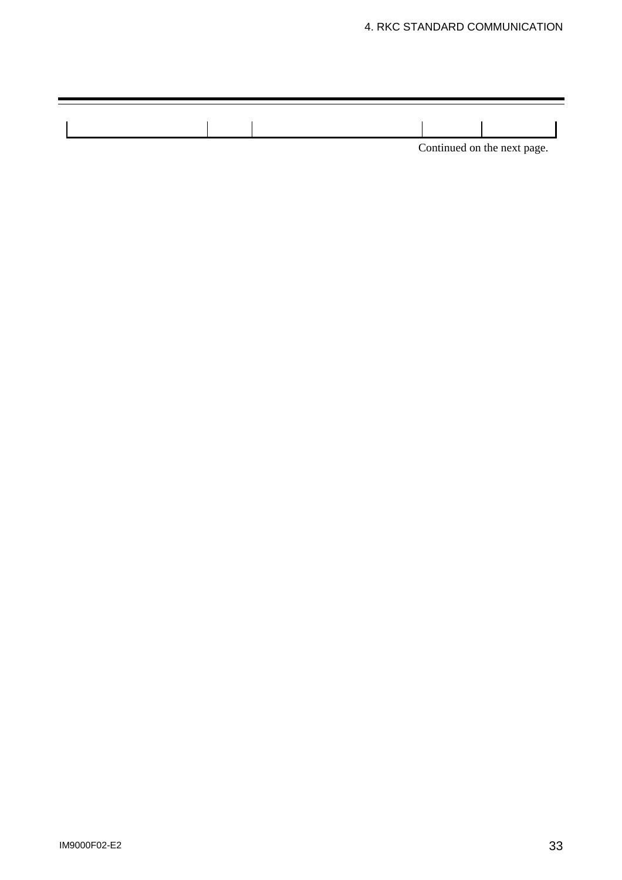Continued on the next page.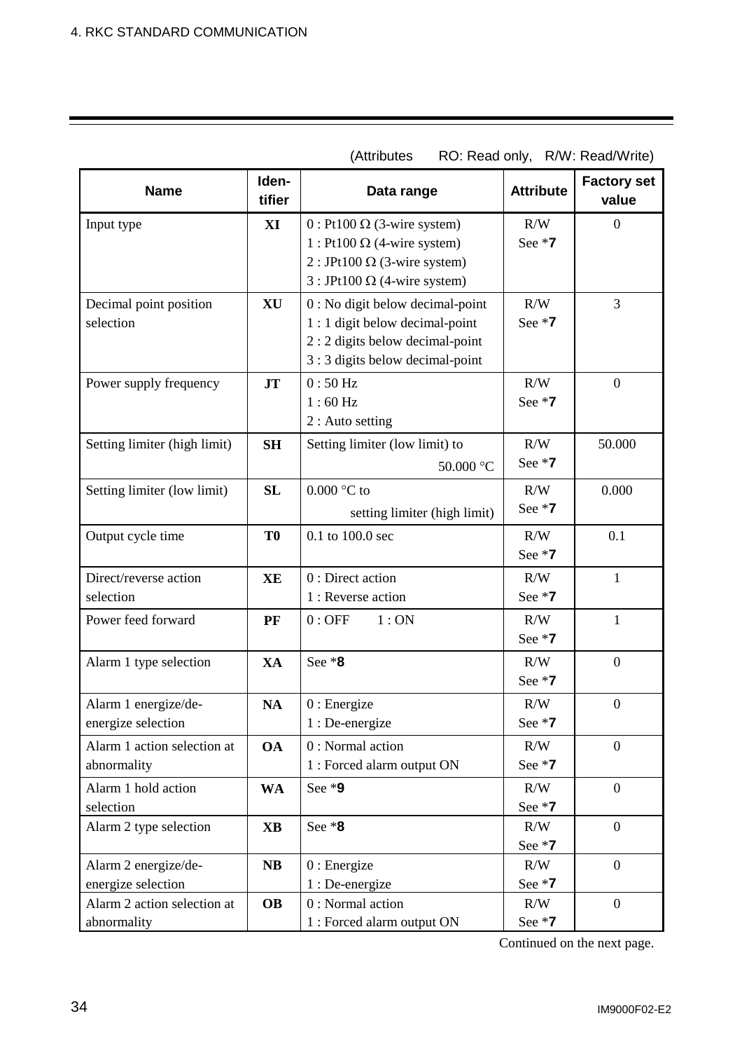(Attributes RO: Read only, R/W: Read/Write)

| Name | Iden-tifier | Data range | Attribute | Factory set value |
|---|---|---|---|---|
| Input type | XI | 0 : Pt100 Ω (3-wire system)<br>1 : Pt100 Ω (4-wire system)<br>2 : JPt100 Ω (3-wire system)<br>3 : JPt100 Ω (4-wire system) | R/W<br>See *7 | 0 |
| Decimal point position selection | XU | 0 : No digit below decimal-point<br>1 : 1 digit below decimal-point<br>2 : 2 digits below decimal-point<br>3 : 3 digits below decimal-point | R/W<br>See *7 | 3 |
| Power supply frequency | JT | 0 : 50 Hz<br>1 : 60 Hz<br>2 : Auto setting | R/W<br>See *7 | 0 |
| Setting limiter (high limit) | SH | Setting limiter (low limit) to 50.000 °C | R/W<br>See *7 | 50.000 |
| Setting limiter (low limit) | SL | 0.000 °C to setting limiter (high limit) | R/W<br>See *7 | 0.000 |
| Output cycle time | T0 | 0.1 to 100.0 sec | R/W<br>See *7 | 0.1 |
| Direct/reverse action selection | XE | 0 : Direct action<br>1 : Reverse action | R/W<br>See *7 | 1 |
| Power feed forward | PF | 0 : OFF 1 : ON | R/W<br>See *7 | 1 |
| Alarm 1 type selection | XA | See *8 | R/W<br>See *7 | 0 |
| Alarm 1 energize/de-energize selection | NA | 0 : Energize<br>1 : De-energize | R/W<br>See *7 | 0 |
| Alarm 1 action selection at abnormality | OA | 0 : Normal action<br>1 : Forced alarm output ON | R/W<br>See *7 | 0 |
| Alarm 1 hold action selection | WA | See *9 | R/W<br>See *7 | 0 |
| Alarm 2 type selection | XB | See *8 | R/W<br>See *7 | 0 |
| Alarm 2 energize/de-energize selection | NB | 0 : Energize<br>1 : De-energize | R/W<br>See *7 | 0 |
| Alarm 2 action selection at abnormality | OB | 0 : Normal action<br>1 : Forced alarm output ON | R/W<br>See *7 | 0 |

Continued on the next page.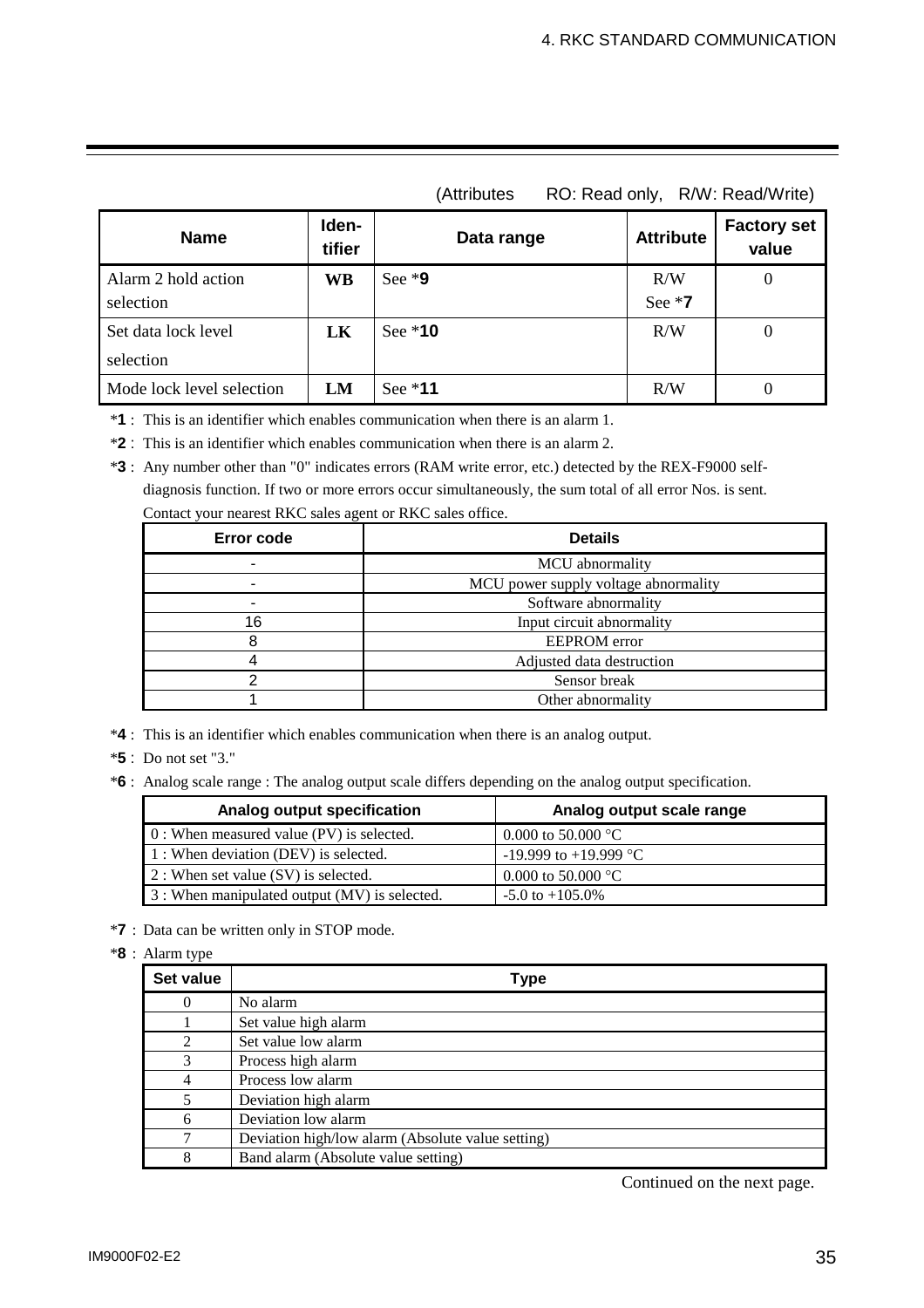(Attributes RO: Read only, R/W: Read/Write)

| Name | Iden-tifier | Data range | Attribute | Factory set value |
|---|---|---|---|---|
| Alarm 2 hold action selection | WB | See *9 | R/W See *7 | 0 |
| Set data lock level selection | LK | See *10 | R/W | 0 |
| Mode lock level selection | LM | See *11 | R/W | 0 |

*1 : This is an identifier which enables communication when there is an alarm 1.

*2 : This is an identifier which enables communication when there is an alarm 2.

*3 : Any number other than "0" indicates errors (RAM write error, etc.) detected by the REX-F9000 self-diagnosis function. If two or more errors occur simultaneously, the sum total of all error Nos. is sent. Contact your nearest RKC sales agent or RKC sales office.

| Error code | Details |
|---|---|
| - | MCU abnormality |
| - | MCU power supply voltage abnormality |
| - | Software abnormality |
| 16 | Input circuit abnormality |
| 8 | EEPROM error |
| 4 | Adjusted data destruction |
| 2 | Sensor break |
| 1 | Other abnormality |

*4 : This is an identifier which enables communication when there is an analog output.

*5 : Do not set "3."

*6 : Analog scale range : The analog output scale differs depending on the analog output specification.

| Analog output specification | Analog output scale range |
|---|---|
| 0 : When measured value (PV) is selected. | 0.000 to 50.000 °C |
| 1 : When deviation (DEV) is selected. | -19.999 to +19.999 °C |
| 2 : When set value (SV) is selected. | 0.000 to 50.000 °C |
| 3 : When manipulated output (MV) is selected. | -5.0 to +105.0% |

*7 : Data can be written only in STOP mode.

*8 : Alarm type

| Set value | Type |
|---|---|
| 0 | No alarm |
| 1 | Set value high alarm |
| 2 | Set value low alarm |
| 3 | Process high alarm |
| 4 | Process low alarm |
| 5 | Deviation high alarm |
| 6 | Deviation low alarm |
| 7 | Deviation high/low alarm (Absolute value setting) |
| 8 | Band alarm (Absolute value setting) |

Continued on the next page.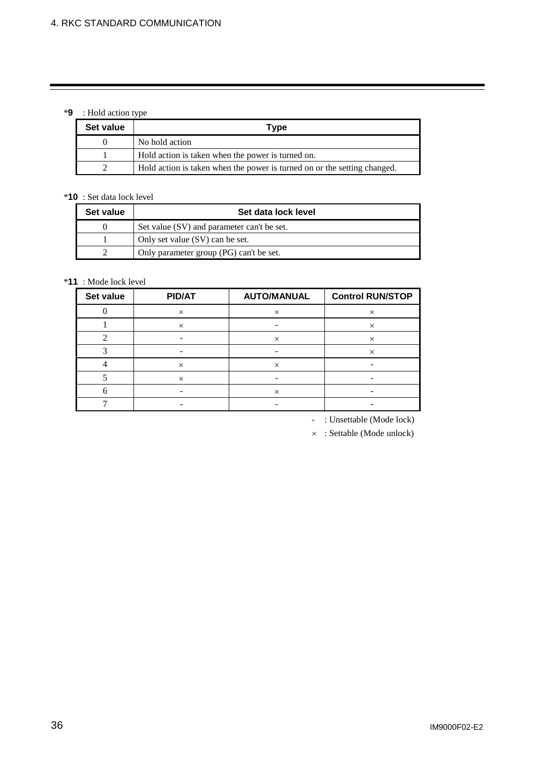*9 : Hold action type

| Set value | Type |
|---|---|
| 0 | No hold action |
| 1 | Hold action is taken when the power is turned on. |
| 2 | Hold action is taken when the power is turned on or the setting changed. |

*10 : Set data lock level

| Set value | Set data lock level |
|---|---|
| 0 | Set value (SV) and parameter can't be set. |
| 1 | Only set value (SV) can be set. |
| 2 | Only parameter group (PG) can't be set. |

*11 : Mode lock level

| Set value | PID/AT | AUTO/MANUAL | Control RUN/STOP |
|---|---|---|---|
| 0 | × | × | × |
| 1 | × | - | × |
| 2 | - | × | × |
| 3 | - | - | × |
| 4 | × | × | - |
| 5 | × | - | - |
| 6 | - | × | - |
| 7 | - | - | - |

- : Unsettable (Mode lock)

× : Settable (Mode unlock)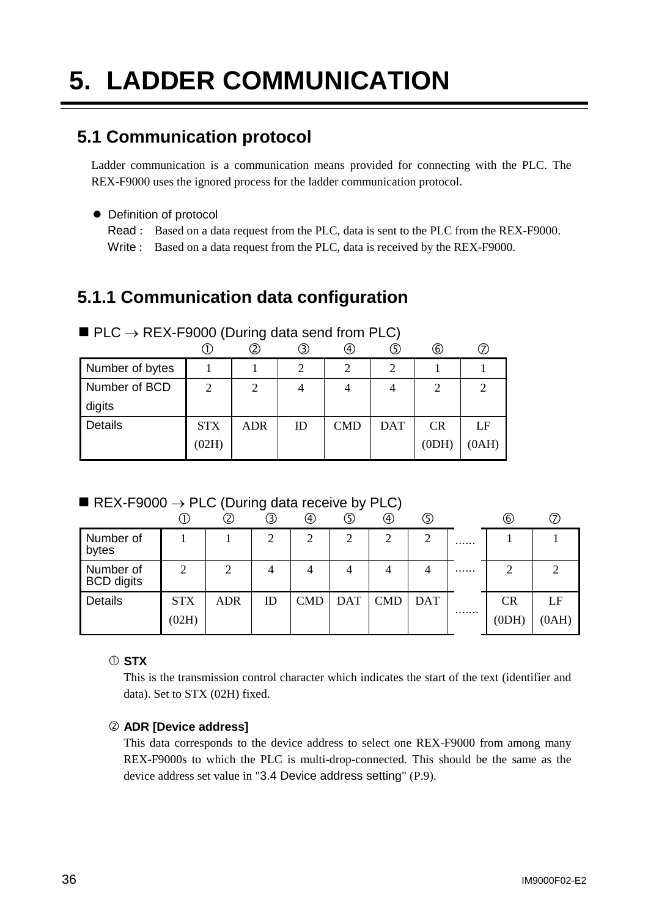# 5. LADDER COMMUNICATION

## 5.1 Communication protocol

Ladder communication is a communication means provided for connecting with the PLC. The REX-F9000 uses the ignored process for the ladder communication protocol.

- Definition of protocol
  - Read : Based on a data request from the PLC, data is sent to the PLC from the REX-F9000.
  - Write : Based on a data request from the PLC, data is received by the REX-F9000.

## 5.1.1 Communication data configuration

■ PLC → REX-F9000 (During data send from PLC)

| | ① | ② | ③ | ④ | ⑤ | ⑥ | ⑦ |
|---|---|---|---|---|---|---|---|
| Number of bytes | 1 | 1 | 2 | 2 | 2 | 1 | 1 |
| Number of BCD digits | 2 | 2 | 4 | 4 | 4 | 2 | 2 |
| Details | STX (02H) | ADR | ID | CMD | DAT | CR (0DH) | LF (0AH) |

■ REX-F9000 → PLC (During data receive by PLC)

| | ① | ② | ③ | ④ | ⑤ | ④ | ⑤ | | ⑥ | ⑦ |
|---|---|---|---|---|---|---|---|---|---|---|
| Number of bytes | 1 | 1 | 2 | 2 | 2 | 2 | 2 | ...... | 1 | 1 |
| Number of BCD digits | 2 | 2 | 4 | 4 | 4 | 4 | 4 | ...... | 2 | 2 |
| Details | STX (02H) | ADR | ID | CMD | DAT | CMD | DAT | ....... | CR (0DH) | LF (0AH) |

① **STX**

This is the transmission control character which indicates the start of the text (identifier and data). Set to STX (02H) fixed.

② **ADR [Device address]**

This data corresponds to the device address to select one REX-F9000 from among many REX-F9000s to which the PLC is multi-drop-connected. This should be the same as the device address set value in "3.4 Device address setting" (P.9).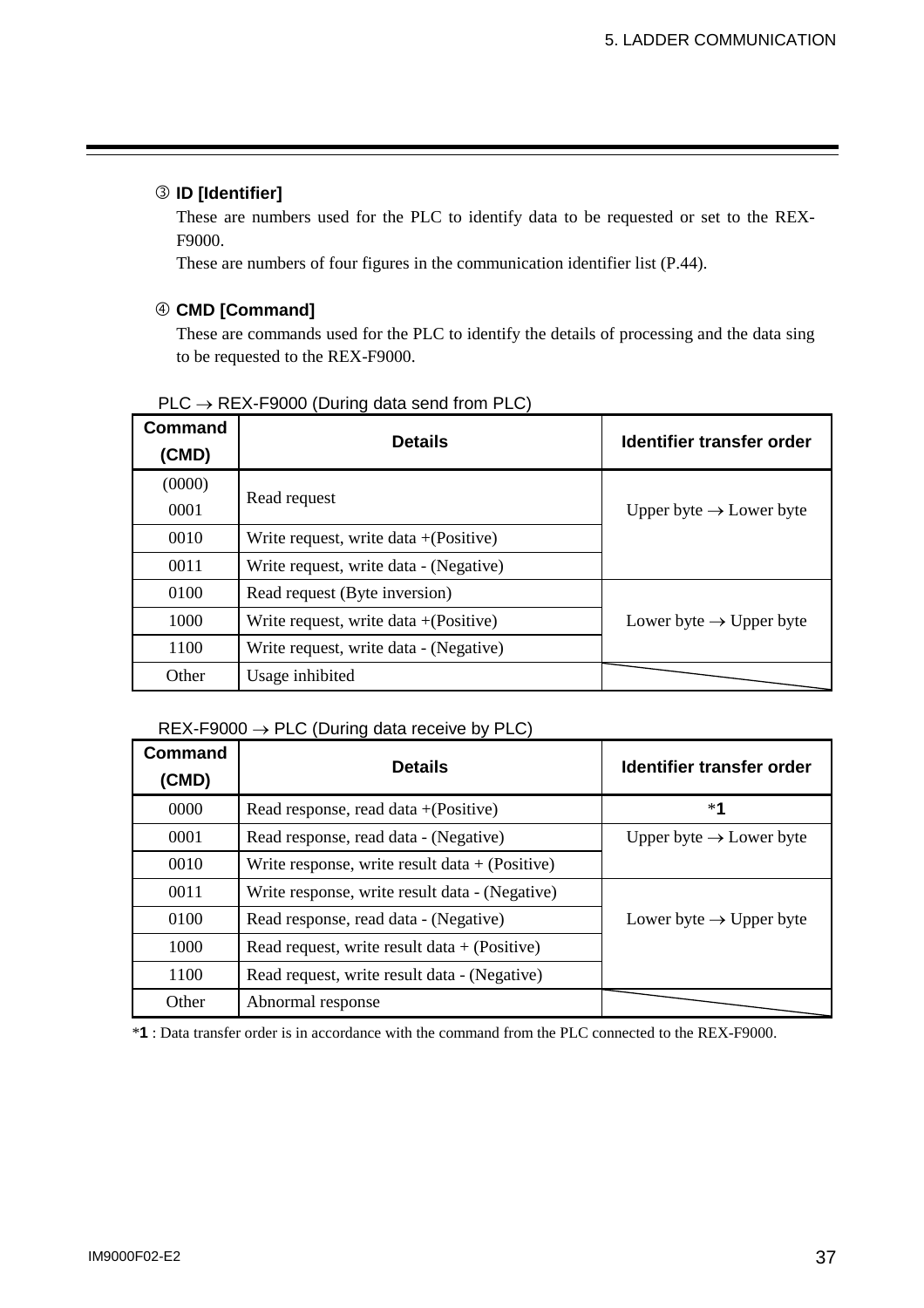③ **ID [Identifier]**

These are numbers used for the PLC to identify data to be requested or set to the REX-F9000.
These are numbers of four figures in the communication identifier list (P.44).

④ **CMD [Command]**

These are commands used for the PLC to identify the details of processing and the data sing to be requested to the REX-F9000.

PLC → REX-F9000 (During data send from PLC)

| Command (CMD) | Details | Identifier transfer order |
|---|---|---|
| (0000) 0001 | Read request | Upper byte → Lower byte |
| 0010 | Write request, write data +(Positive) | |
| 0011 | Write request, write data - (Negative) | |
| 0100 | Read request (Byte inversion) | Lower byte → Upper byte |
| 1000 | Write request, write data +(Positive) | |
| 1100 | Write request, write data - (Negative) | |
| Other | Usage inhibited | |

REX-F9000 → PLC (During data receive by PLC)

| Command (CMD) | Details | Identifier transfer order |
|---|---|---|
| 0000 | Read response, read data +(Positive) | *1 |
| 0001 | Read response, read data - (Negative) | Upper byte → Lower byte |
| 0010 | Write response, write result data + (Positive) | |
| 0011 | Write response, write result data - (Negative) | Lower byte → Upper byte |
| 0100 | Read response, read data - (Negative) | |
| 1000 | Read request, write result data + (Positive) | |
| 1100 | Read request, write result data - (Negative) | |
| Other | Abnormal response | |

***1** : Data transfer order is in accordance with the command from the PLC connected to the REX-F9000.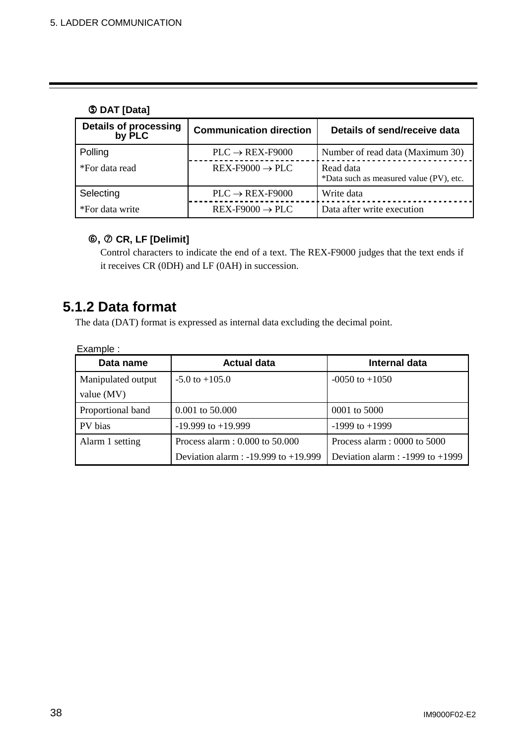**⑤ DAT [Data]**

| Details of processing by PLC | Communication direction | Details of send/receive data |
| --- | --- | --- |
| Polling | PLC → REX-F9000 | Number of read data (Maximum 30) |
| *For data read | REX-F9000 → PLC | Read data *Data such as measured value (PV), etc. |
| Selecting | PLC → REX-F9000 | Write data |
| *For data write | REX-F9000 → PLC | Data after write execution |

**⑥, ⑦ CR, LF [Delimit]**

Control characters to indicate the end of a text. The REX-F9000 judges that the text ends if it receives CR (0DH) and LF (0AH) in succession.

## 5.1.2 Data format

The data (DAT) format is expressed as internal data excluding the decimal point.

Example :

| Data name | Actual data | Internal data |
| --- | --- | --- |
| Manipulated output value (MV) | -5.0 to +105.0 | -0050 to +1050 |
| Proportional band | 0.001 to 50.000 | 0001 to 5000 |
| PV bias | -19.999 to +19.999 | -1999 to +1999 |
| Alarm 1 setting | Process alarm : 0.000 to 50.000<br>Deviation alarm : -19.999 to +19.999 | Process alarm : 0000 to 5000<br>Deviation alarm : -1999 to +1999 |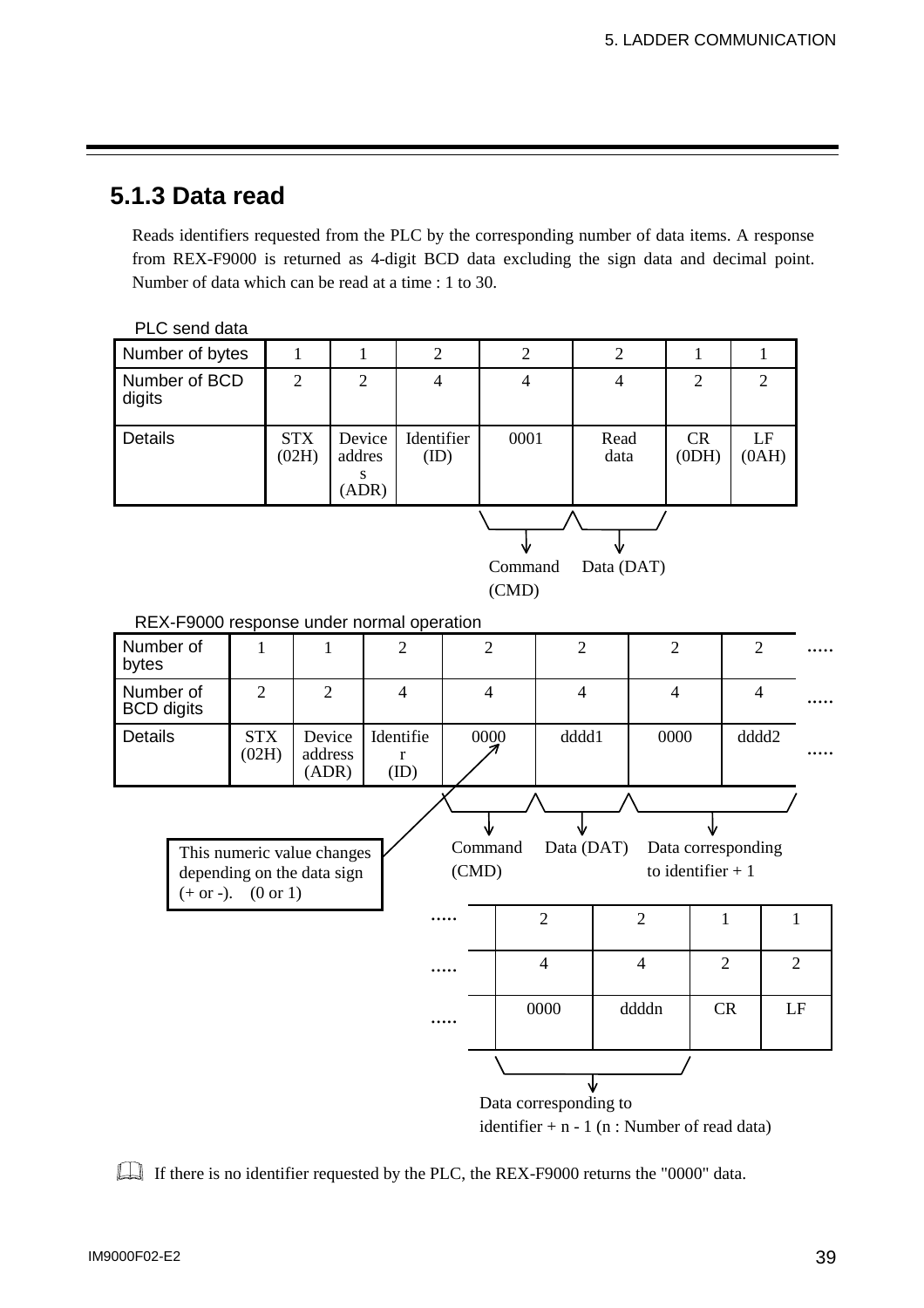## 5.1.3 Data read

Reads identifiers requested from the PLC by the corresponding number of data items. A response from REX-F9000 is returned as 4-digit BCD data excluding the sign data and decimal point. Number of data which can be read at a time : 1 to 30.

PLC send data

| Number of bytes | 1 | 1 | 2 | 2 | 2 | 1 | 1 |
|---|---|---|---|---|---|---|---|
| Number of BCD digits | 2 | 2 | 4 | 4 | 4 | 2 | 2 |
| Details | STX (02H) | Device address (ADR) | Identifier (ID) | 0001 | Read data | CR (0DH) | LF (0AH) |

"0001" = Command (CMD); "Read data" = Data (DAT)

REX-F9000 response under normal operation

| Number of bytes | 1 | 1 | 2 | 2 | 2 | 2 | 2 | ..... | 2 | 2 | 1 | 1 |
|---|---|---|---|---|---|---|---|---|---|---|---|---|
| Number of BCD digits | 2 | 2 | 4 | 4 | 4 | 4 | 4 | ..... | 4 | 4 | 2 | 2 |
| Details | STX (02H) | Device address (ADR) | Identifier (ID) | 0000 | dddd1 | 0000 | dddd2 | ..... | 0000 | ddddn | CR | LF |

"0000" (first) = Command (CMD); "dddd1" = Data (DAT); "0000 dddd2" = Data corresponding to identifier + 1; "0000 ddddn" = Data corresponding to identifier + n - 1 (n : Number of read data)

This numeric value changes depending on the data sign (+ or -). (0 or 1)

If there is no identifier requested by the PLC, the REX-F9000 returns the "0000" data.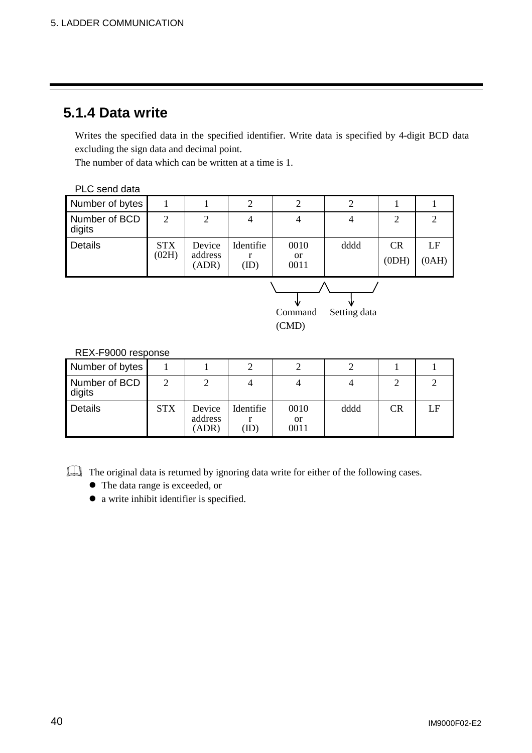## 5.1.4 Data write

Writes the specified data in the specified identifier. Write data is specified by 4-digit BCD data excluding the sign data and decimal point.
The number of data which can be written at a time is 1.

PLC send data

| Number of bytes | 1 | 1 | 2 | 2 | 2 | 1 | 1 |
|---|---|---|---|---|---|---|---|
| Number of BCD digits | 2 | 2 | 4 | 4 | 4 | 2 | 2 |
| Details | STX (02H) | Device address (ADR) | Identifier (ID) | 0010 or 0011 | dddd | CR (0DH) | LF (0AH) |

Command (CMD): 0010 or 0011
Setting data: dddd

REX-F9000 response

| Number of bytes | 1 | 1 | 2 | 2 | 2 | 1 | 1 |
|---|---|---|---|---|---|---|---|
| Number of BCD digits | 2 | 2 | 4 | 4 | 4 | 2 | 2 |
| Details | STX | Device address (ADR) | Identifier (ID) | 0010 or 0011 | dddd | CR | LF |

The original data is returned by ignoring data write for either of the following cases.

- The data range is exceeded, or
- a write inhibit identifier is specified.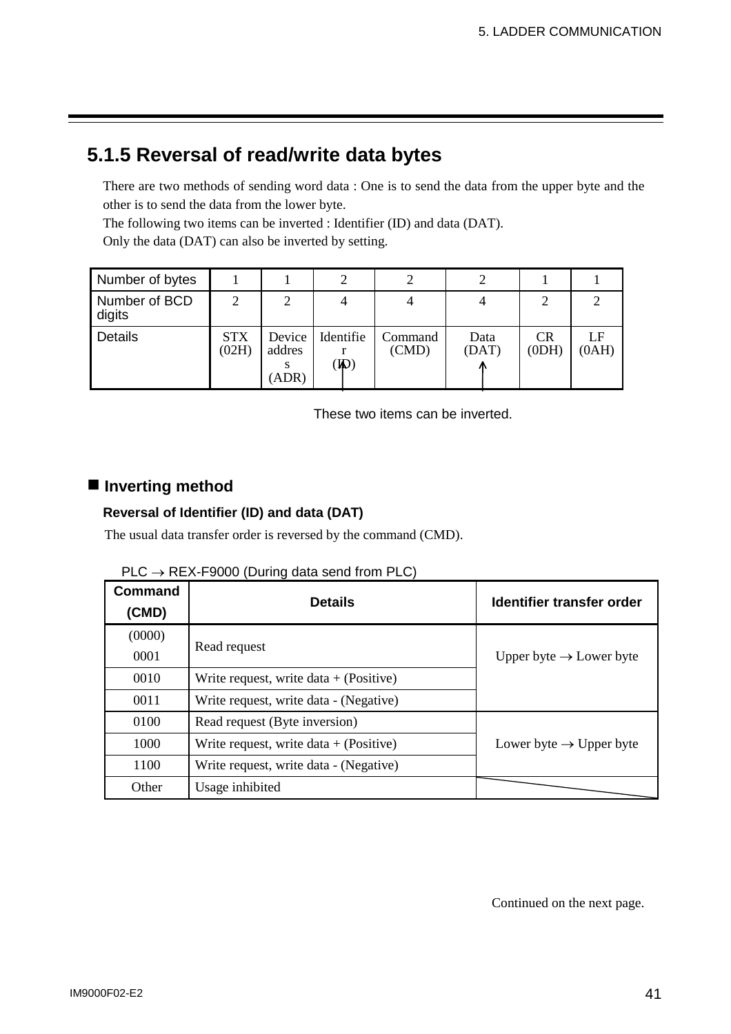## 5.1.5 Reversal of read/write data bytes

There are two methods of sending word data : One is to send the data from the upper byte and the other is to send the data from the lower byte.
The following two items can be inverted : Identifier (ID) and data (DAT).
Only the data (DAT) can also be inverted by setting.

| Number of bytes | 1 | 1 | 2 | 2 | 2 | 1 | 1 |
|---|---|---|---|---|---|---|---|
| Number of BCD digits | 2 | 2 | 4 | 4 | 4 | 2 | 2 |
| Details | STX (02H) | Device address (ADR) | Identifier (ID) | Command (CMD) | Data (DAT) | CR (0DH) | LF (0AH) |

These two items can be inverted.

### ■ Inverting method

**Reversal of Identifier (ID) and data (DAT)**

The usual data transfer order is reversed by the command (CMD).

PLC → REX-F9000 (During data send from PLC)

| Command (CMD) | Details | Identifier transfer order |
|---|---|---|
| (0000) 0001 | Read request | Upper byte → Lower byte |
| 0010 | Write request, write data + (Positive) | |
| 0011 | Write request, write data - (Negative) | |
| 0100 | Read request (Byte inversion) | Lower byte → Upper byte |
| 1000 | Write request, write data + (Positive) | |
| 1100 | Write request, write data - (Negative) | |
| Other | Usage inhibited | |

Continued on the next page.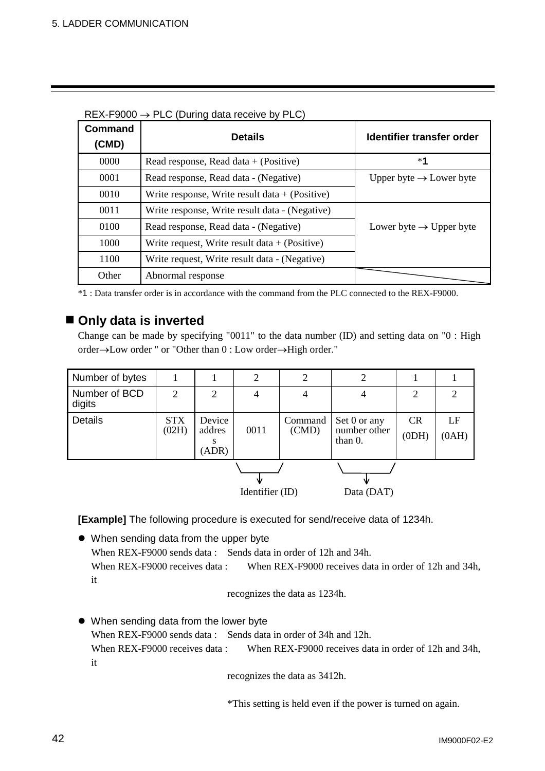REX-F9000 → PLC (During data receive by PLC)

| Command (CMD) | Details | Identifier transfer order |
|---|---|---|
| 0000 | Read response, Read data + (Positive) | *1 |
| 0001 | Read response, Read data - (Negative) | Upper byte → Lower byte |
| 0010 | Write response, Write result data + (Positive) | |
| 0011 | Write response, Write result data - (Negative) | Lower byte → Upper byte |
| 0100 | Read response, Read data - (Negative) | |
| 1000 | Write request, Write result data + (Positive) | |
| 1100 | Write request, Write result data - (Negative) | |
| Other | Abnormal response | |

*1 : Data transfer order is in accordance with the command from the PLC connected to the REX-F9000.

## ■ Only data is inverted

Change can be made by specifying "0011" to the data number (ID) and setting data on "0 : High order→Low order " or "Other than 0 : Low order→High order."

| Number of bytes | 1 | 1 | 2 | 2 | 2 | 1 | 1 |
|---|---|---|---|---|---|---|---|
| Number of BCD digits | 2 | 2 | 4 | 4 | 4 | 2 | 2 |
| Details | STX (02H) | Device address (ADR) | 0011 | Command (CMD) | Set 0 or any number other than 0. | CR (0DH) | LF (0AH) |

Identifier (ID): 0011 + Command (CMD)
Data (DAT): Set 0 or any number other than 0.

**[Example]** The following procedure is executed for send/receive data of 1234h.

- When sending data from the upper byte
  When REX-F9000 sends data : Sends data in order of 12h and 34h.
  When REX-F9000 receives data : When REX-F9000 receives data in order of 12h and 34h, it recognizes the data as 1234h.

- When sending data from the lower byte
  When REX-F9000 sends data : Sends data in order of 34h and 12h.
  When REX-F9000 receives data : When REX-F9000 receives data in order of 12h and 34h, it recognizes the data as 3412h.

*This setting is held even if the power is turned on again.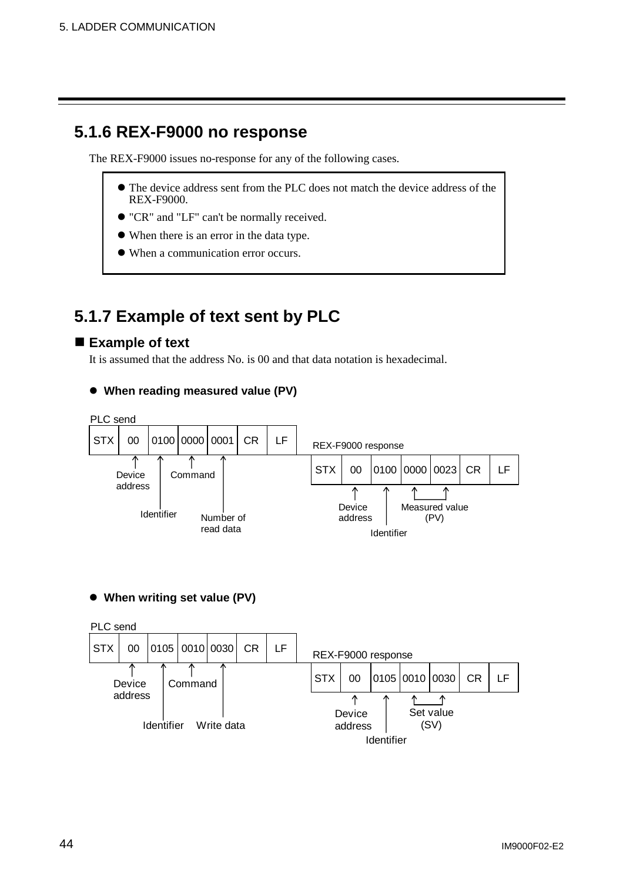## 5.1.6 REX-F9000 no response

The REX-F9000 issues no-response for any of the following cases.

- The device address sent from the PLC does not match the device address of the REX-F9000.
- "CR" and "LF" can't be normally received.
- When there is an error in the data type.
- When a communication error occurs.

## 5.1.7 Example of text sent by PLC

### ■ Example of text

It is assumed that the address No. is 00 and that data notation is hexadecimal.

- **When reading measured value (PV)**

PLC send

| STX | 00 | 0100 | 0000 | 0001 | CR | LF |
|---|---|---|---|---|---|---|

00: Device address; 0100: Identifier; 0000: Command; 0001: Number of read data

REX-F9000 response

| STX | 00 | 0100 | 0000 | 0023 | CR | LF |
|---|---|---|---|---|---|---|

00: Device address; 0100: Identifier; 0000 0023: Measured value (PV)

- **When writing set value (PV)**

PLC send

| STX | 00 | 0105 | 0010 | 0030 | CR | LF |
|---|---|---|---|---|---|---|

00: Device address; 0105: Identifier; 0010: Command; 0030: Write data

REX-F9000 response

| STX | 00 | 0105 | 0010 | 0030 | CR | LF |
|---|---|---|---|---|---|---|

00: Device address; 0105: Identifier; 0010 0030: Set value (SV)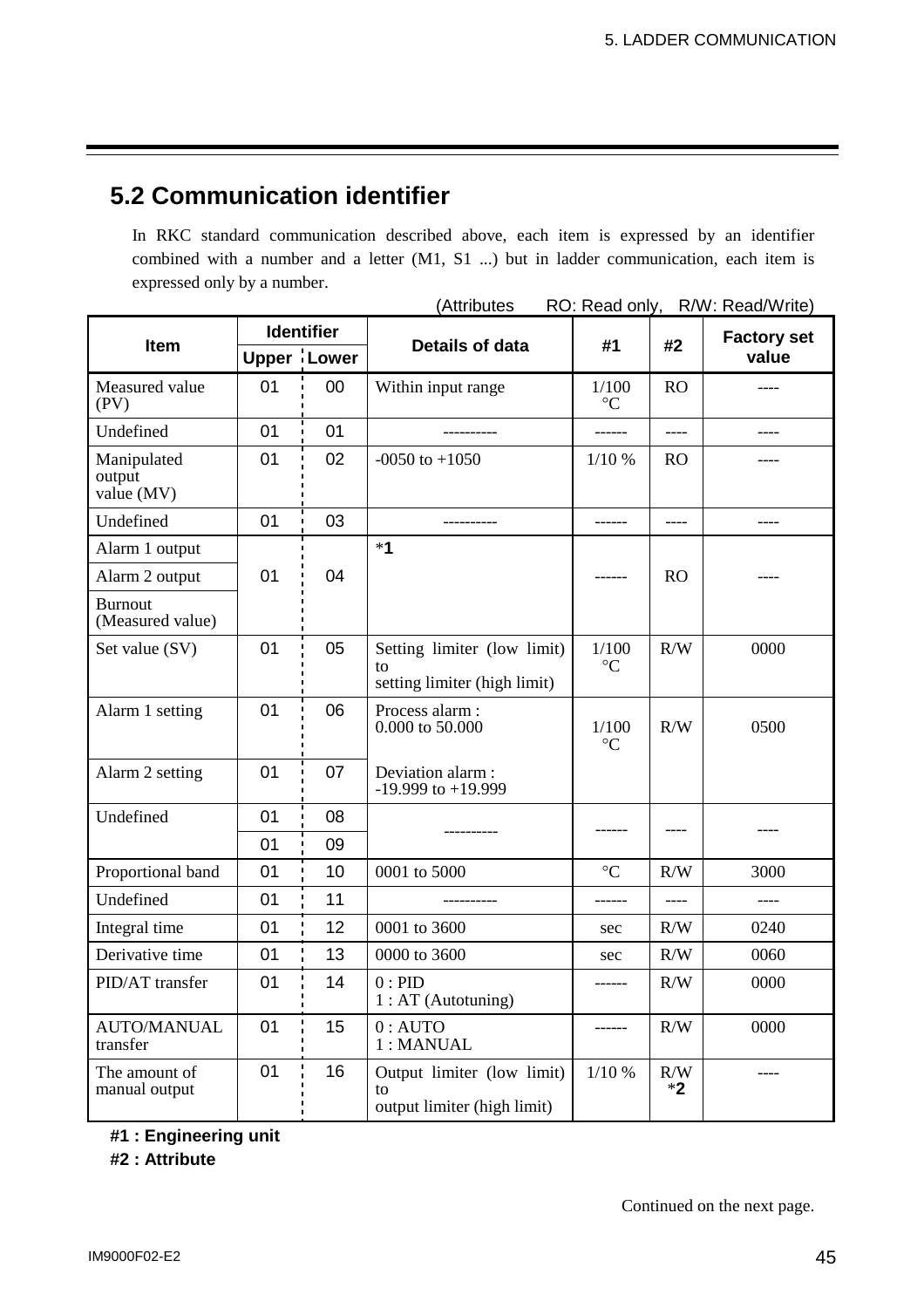## 5.2 Communication identifier

In RKC standard communication described above, each item is expressed by an identifier combined with a number and a letter (M1, S1 ...) but in ladder communication, each item is expressed only by a number.

(Attributes RO: Read only, R/W: Read/Write)

| Item | Identifier | | Details of data | #1 | #2 | Factory set value |
|---|---|---|---|---|---|---|
| | Upper | Lower | | | | |
| Measured value (PV) | 01 | 00 | Within input range | 1/100 °C | RO | ---- |
| Undefined | 01 | 01 | ---------- | ------ | ---- | ---- |
| Manipulated output value (MV) | 01 | 02 | -0050 to +1050 | 1/10 % | RO | ---- |
| Undefined | 01 | 03 | ---------- | ------ | ---- | ---- |
| Alarm 1 output<br>Alarm 2 output<br>Burnout (Measured value) | 01 | 04 | *1 | ------ | RO | ---- |
| Set value (SV) | 01 | 05 | Setting limiter (low limit) to setting limiter (high limit) | 1/100 °C | R/W | 0000 |
| Alarm 1 setting | 01 | 06 | Process alarm : 0.000 to 50.000 | 1/100 °C | R/W | 0500 |
| Alarm 2 setting | 01 | 07 | Deviation alarm : -19.999 to +19.999 | | | |
| Undefined | 01 | 08 | ---------- | ------ | ---- | ---- |
| | 01 | 09 | | | | |
| Proportional band | 01 | 10 | 0001 to 5000 | °C | R/W | 3000 |
| Undefined | 01 | 11 | ---------- | ------ | ---- | ---- |
| Integral time | 01 | 12 | 0001 to 3600 | sec | R/W | 0240 |
| Derivative time | 01 | 13 | 0000 to 3600 | sec | R/W | 0060 |
| PID/AT transfer | 01 | 14 | 0 : PID<br>1 : AT (Autotuning) | ------ | R/W | 0000 |
| AUTO/MANUAL transfer | 01 | 15 | 0 : AUTO<br>1 : MANUAL | ------ | R/W | 0000 |
| The amount of manual output | 01 | 16 | Output limiter (low limit) to output limiter (high limit) | 1/10 % | R/W *2 | ---- |

**#1 : Engineering unit**

**#2 : Attribute**

Continued on the next page.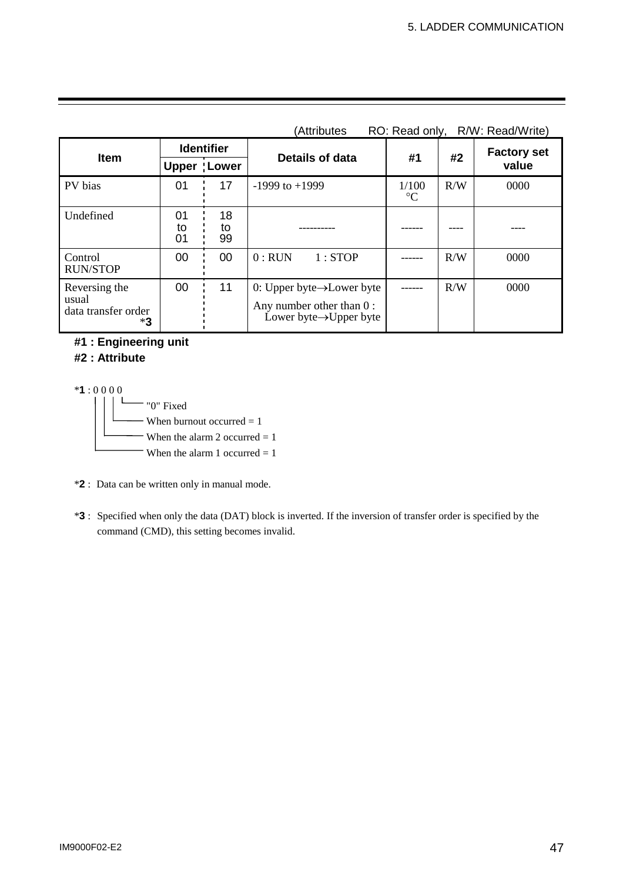(Attributes　RO: Read only,　R/W: Read/Write)

| Item | Identifier | | Details of data | #1 | #2 | Factory set value |
|---|---|---|---|---|---|---|
| | Upper | Lower | | | | |
| PV bias | 01 | 17 | -1999 to +1999 | 1/100 °C | R/W | 0000 |
| Undefined | 01 to 01 | 18 to 99 | ---------- | ------ | ---- | ---- |
| Control RUN/STOP | 00 | 00 | 0 : RUN　　1 : STOP | ------ | R/W | 0000 |
| Reversing the usual data transfer order *3 | 00 | 11 | 0: Upper byte→Lower byte<br>Any number other than 0 : Lower byte→Upper byte | ------ | R/W | 0000 |

**#1 : Engineering unit**

**#2 : Attribute**

*1 : 0 0 0 0

- 4th digit: "0" Fixed
- 3rd digit: When burnout occurred = 1
- 2nd digit: When the alarm 2 occurred = 1
- 1st digit: When the alarm 1 occurred = 1

*2 : Data can be written only in manual mode.

*3 : Specified when only the data (DAT) block is inverted. If the inversion of transfer order is specified by the command (CMD), this setting becomes invalid.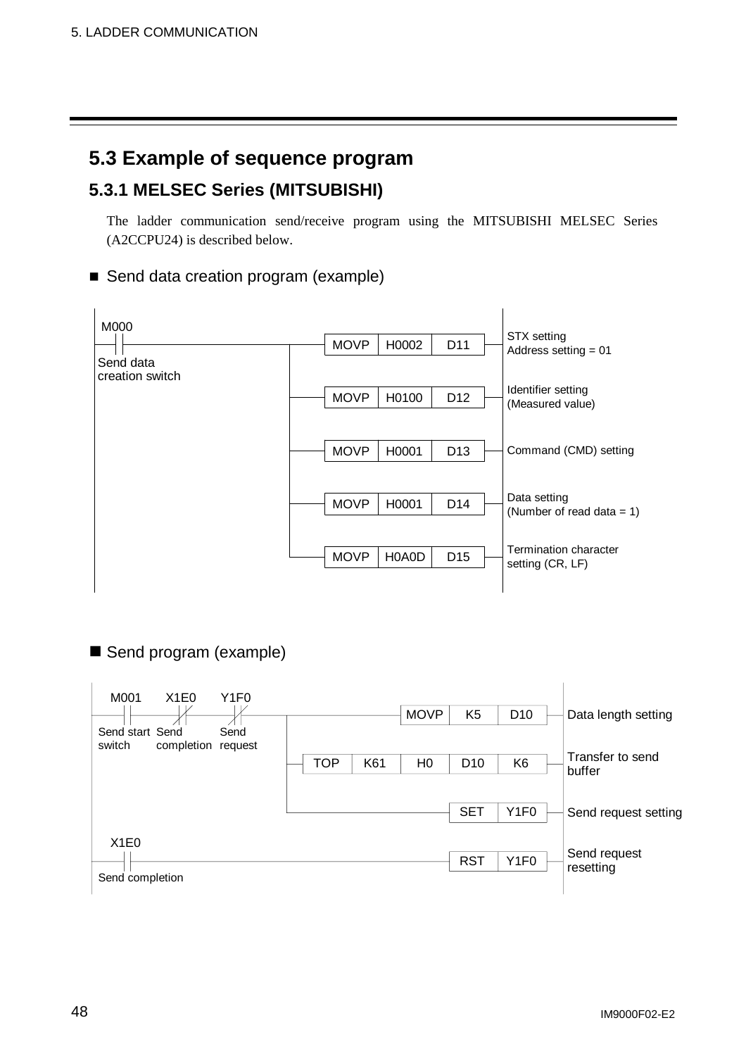## 5.3 Example of sequence program

### 5.3.1 MELSEC Series (MITSUBISHI)

The ladder communication send/receive program using the MITSUBISHI MELSEC Series (A2CCPU24) is described below.

■ Send data creation program (example)

```
M000
─┤├──────────────────┬──[MOVP | H0002 | D11 ]── STX setting
Send data            │                           Address setting = 01
creation switch      │
                     ├──[MOVP | H0100 | D12 ]── Identifier setting
                     │                           (Measured value)
                     │
                     ├──[MOVP | H0001 | D13 ]── Command (CMD) setting
                     │
                     ├──[MOVP | H0001 | D14 ]── Data setting
                     │                           (Number of read data = 1)
                     │
                     └──[MOVP | H0A0D | D15 ]── Termination character
                                                 setting (CR, LF)
```

■ Send program (example)

```
M001        X1E0        Y1F0
─┤├─────────┤/├─────────┤/├──┬──────────────[MOVP | K5 | D10 ]── Data length setting
Send start  Send        Send │
switch      completion  request
                             ├──[TOP | K61 | H0 | D10 | K6 ]── Transfer to send
                             │                                  buffer
                             │
                             └────────────────[SET | Y1F0 ]── Send request setting

X1E0
─┤├───────────────────────────────────────────[RST | Y1F0 ]── Send request
Send completion                                                resetting
```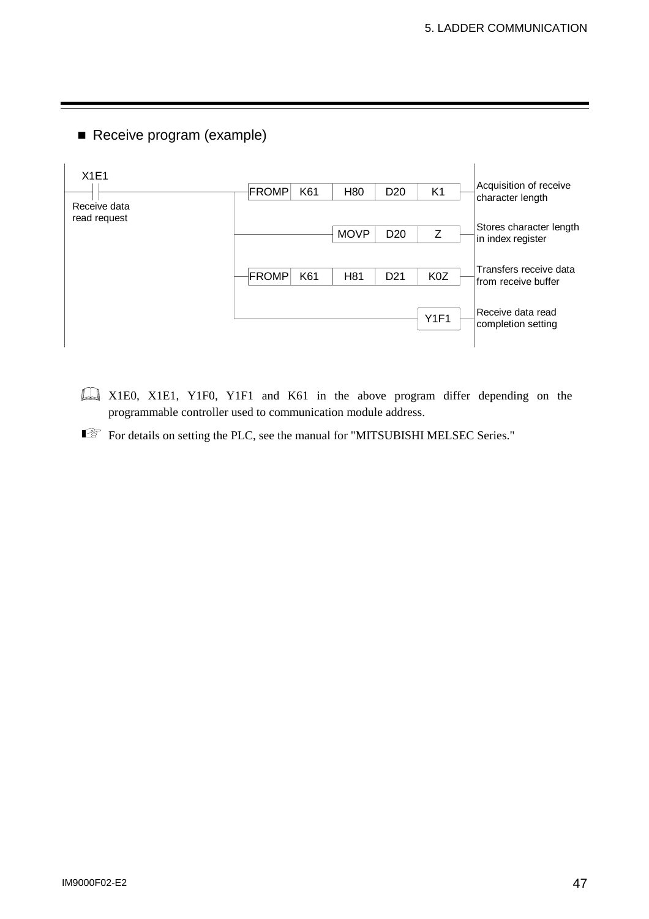■ Receive program (example)

```
 X1E1
──┤├──────────────────┬─[FROMP  K61   H80   D20   K1 ]─  Acquisition of receive
Receive data          │                                   character length
read request          │
                      ├──────────[MOVP  D20   Z  ]─────  Stores character length
                      │                                   in index register
                      │
                      ├─[FROMP  K61   H81   D21   K0Z]─  Transfers receive data
                      │                                   from receive buffer
                      │
                      └──────────────────────( Y1F1 )─  Receive data read
                                                          completion setting
```

X1E0, X1E1, Y1F0, Y1F1 and K61 in the above program differ depending on the programmable controller used to communication module address.

For details on setting the PLC, see the manual for "MITSUBISHI MELSEC Series."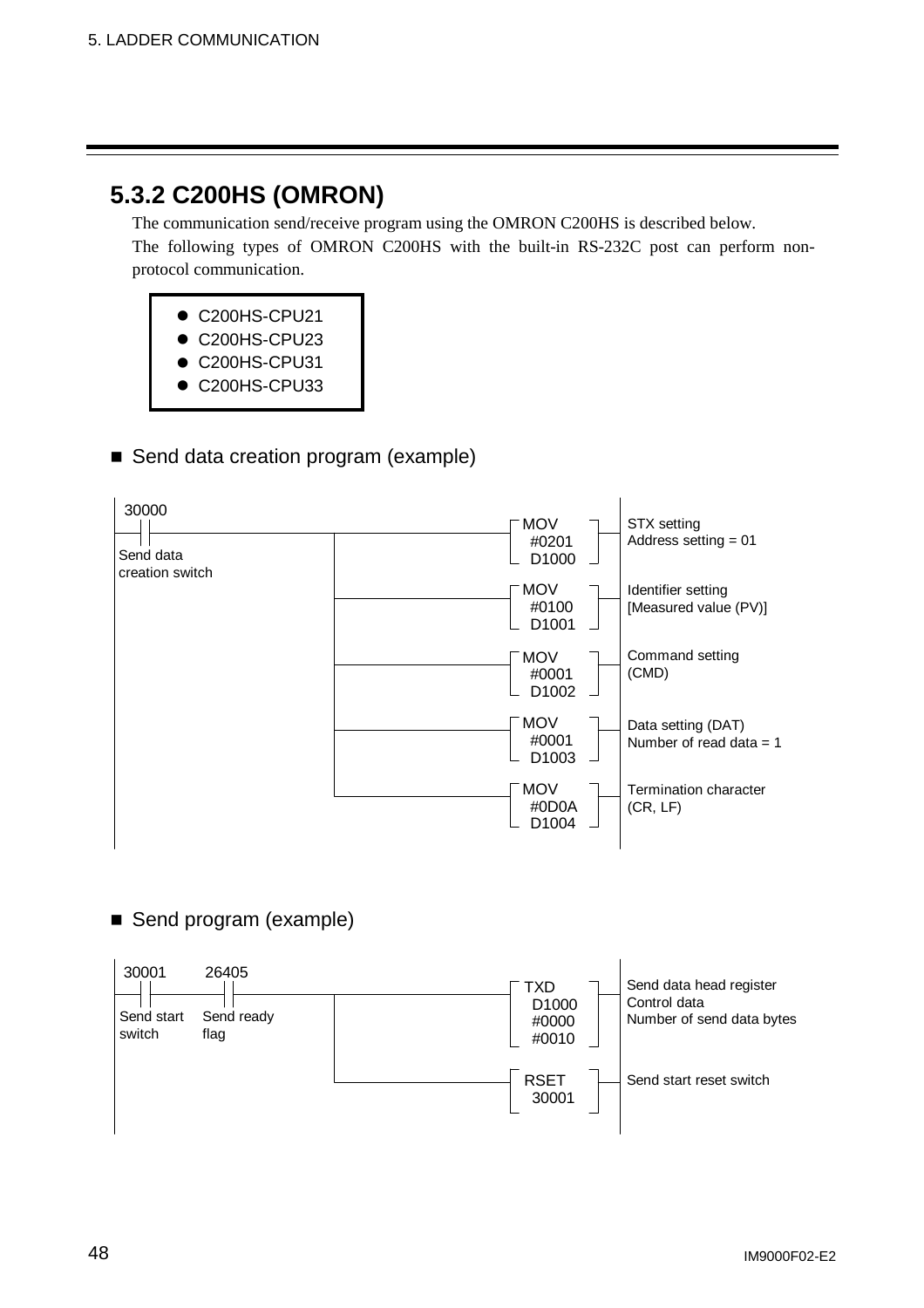## 5.3.2 C200HS (OMRON)

The communication send/receive program using the OMRON C200HS is described below.
The following types of OMRON C200HS with the built-in RS-232C post can perform non-protocol communication.

- C200HS-CPU21
- C200HS-CPU23
- C200HS-CPU31
- C200HS-CPU33

■ Send data creation program (example)

```
 30000
--| |----+------------------[ MOV #0201 D1000 ]----  STX setting
 Send data                                           Address setting = 01
 creation switch
         |
         +------------------[ MOV #0100 D1001 ]----  Identifier setting
         |                                           [Measured value (PV)]
         |
         +------------------[ MOV #0001 D1002 ]----  Command setting
         |                                           (CMD)
         |
         +------------------[ MOV #0001 D1003 ]----  Data setting (DAT)
         |                                           Number of read data = 1
         |
         +------------------[ MOV #0D0A D1004 ]----  Termination character
                                                     (CR, LF)
```

■ Send program (example)

```
 30001      26405
--| |--------| |----+--------[ TXD D1000 #0000 #0010 ]----  Send data head register
 Send start  Send ready                                      Control data
 switch      flag                                            Number of send data bytes
                    |
                    +--------[ RSET 30001 ]---------------  Send start reset switch
```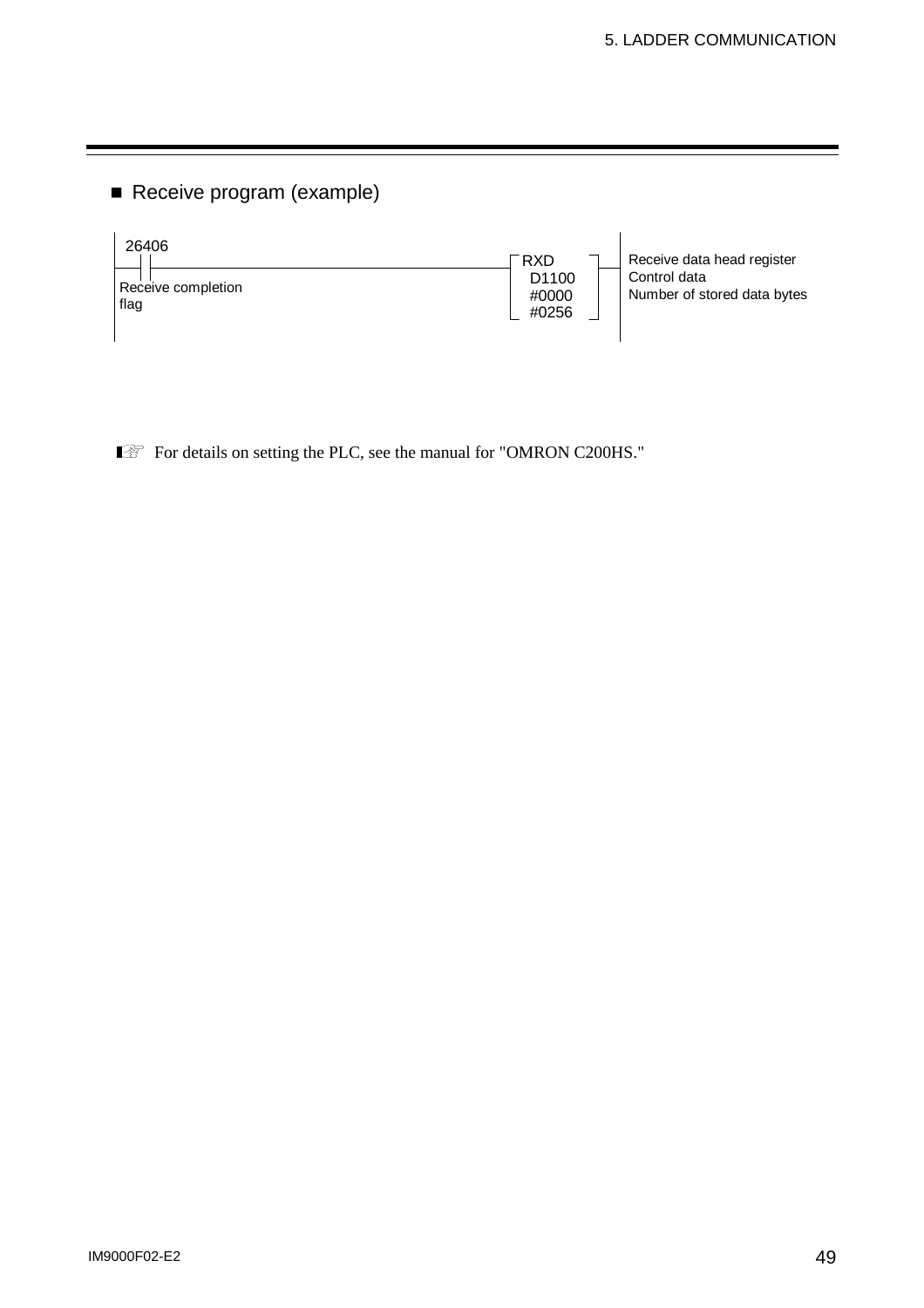## ■ Receive program (example)

```
 26406
──┤ ├──────────────────────────────────┬ RXD   ┐──  Receive data head register
 Receive completion                     │ D1100 │    Control data
 flag                                   │ #0000 │    Number of stored data bytes
                                        └ #0256 ┘
```

☞ For details on setting the PLC, see the manual for "OMRON C200HS."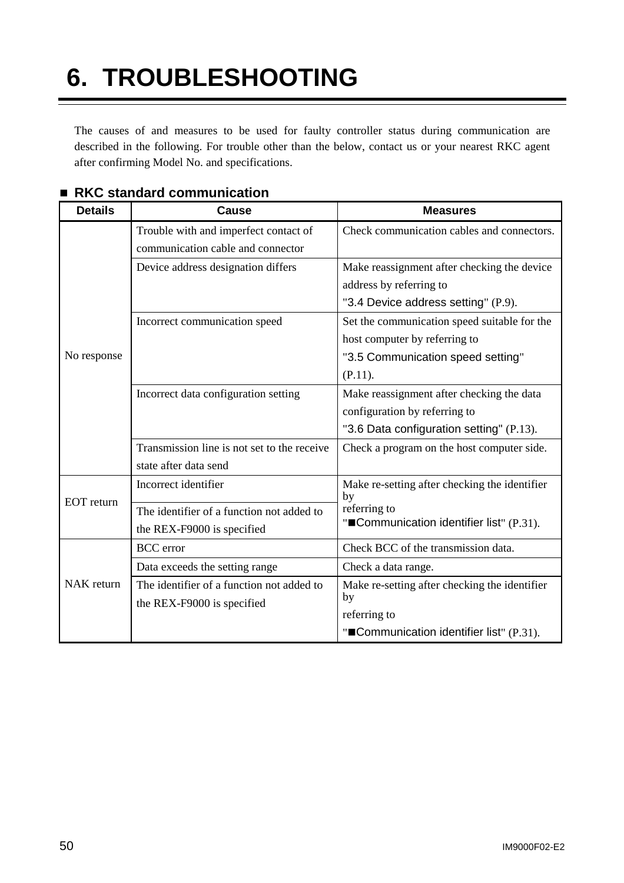# 6. TROUBLESHOOTING

The causes of and measures to be used for faulty controller status during communication are described in the following. For trouble other than the below, contact us or your nearest RKC agent after confirming Model No. and specifications.

## ■ RKC standard communication

| Details | Cause | Measures |
|---|---|---|
| No response | Trouble with and imperfect contact of communication cable and connector | Check communication cables and connectors. |
| | Device address designation differs | Make reassignment after checking the device address by referring to "3.4 Device address setting" (P.9). |
| | Incorrect communication speed | Set the communication speed suitable for the host computer by referring to "3.5 Communication speed setting" (P.11). |
| | Incorrect data configuration setting | Make reassignment after checking the data configuration by referring to "3.6 Data configuration setting" (P.13). |
| | Transmission line is not set to the receive state after data send | Check a program on the host computer side. |
| EOT return | Incorrect identifier | Make re-setting after checking the identifier by referring to "■Communication identifier list" (P.31). |
| | The identifier of a function not added to the REX-F9000 is specified | |
| NAK return | BCC error | Check BCC of the transmission data. |
| | Data exceeds the setting range | Check a data range. |
| | The identifier of a function not added to the REX-F9000 is specified | Make re-setting after checking the identifier by referring to "■Communication identifier list" (P.31). |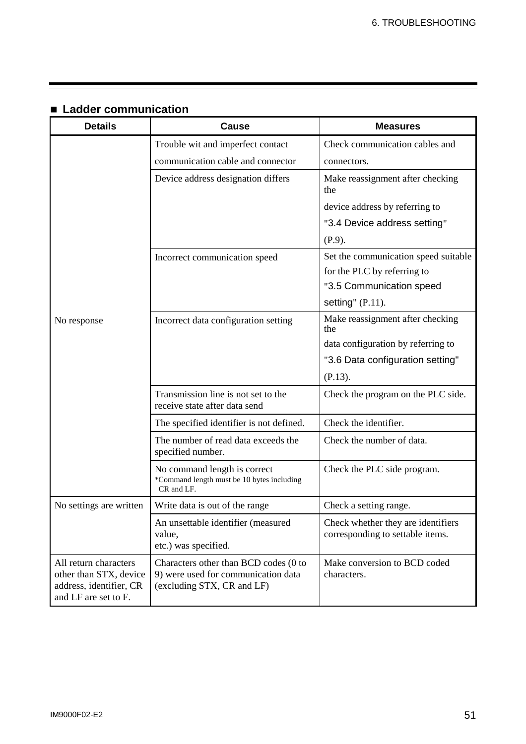## ■ Ladder communication

| Details | Cause | Measures |
|---|---|---|
| No response | Trouble wit and imperfect contact communication cable and connector | Check communication cables and connectors. |
| | Device address designation differs | Make reassignment after checking the device address by referring to "3.4 Device address setting" (P.9). |
| | Incorrect communication speed | Set the communication speed suitable for the PLC by referring to "3.5 Communication speed setting" (P.11). |
| | Incorrect data configuration setting | Make reassignment after checking the data configuration by referring to "3.6 Data configuration setting" (P.13). |
| | Transmission line is not set to the receive state after data send | Check the program on the PLC side. |
| | The specified identifier is not defined. | Check the identifier. |
| | The number of read data exceeds the specified number. | Check the number of data. |
| | No command length is correct<br>*Command length must be 10 bytes including CR and LF. | Check the PLC side program. |
| No settings are written | Write data is out of the range | Check a setting range. |
| | An unsettable identifier (measured value, etc.) was specified. | Check whether they are identifiers corresponding to settable items. |
| All return characters other than STX, device address, identifier, CR and LF are set to F. | Characters other than BCD codes (0 to 9) were used for communication data (excluding STX, CR and LF) | Make conversion to BCD coded characters. |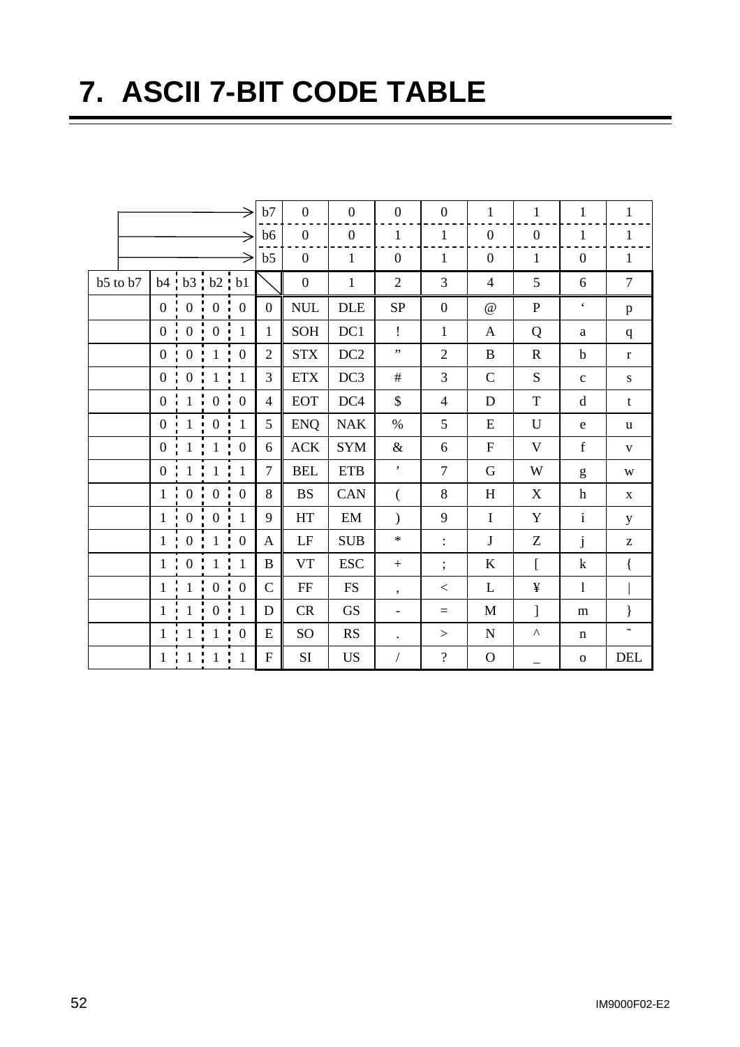# 7. ASCII 7-BIT CODE TABLE

| | b4 | b3 | b2 | b1 | b7 / b6 / b5 | 0 0 0 | 0 0 1 | 0 1 0 | 0 1 1 | 1 0 0 | 1 0 1 | 1 1 0 | 1 1 1 |
|---|---|---|---|---|---|---|---|---|---|---|---|---|---|
| b5 to b7 | | | | | | 0 | 1 | 2 | 3 | 4 | 5 | 6 | 7 |
| | 0 | 0 | 0 | 0 | 0 | NUL | DLE | SP | 0 | @ | P | ‘ | p |
| | 0 | 0 | 0 | 1 | 1 | SOH | DC1 | ! | 1 | A | Q | a | q |
| | 0 | 0 | 1 | 0 | 2 | STX | DC2 | ” | 2 | B | R | b | r |
| | 0 | 0 | 1 | 1 | 3 | ETX | DC3 | # | 3 | C | S | c | s |
| | 0 | 1 | 0 | 0 | 4 | EOT | DC4 | $ | 4 | D | T | d | t |
| | 0 | 1 | 0 | 1 | 5 | ENQ | NAK | % | 5 | E | U | e | u |
| | 0 | 1 | 1 | 0 | 6 | ACK | SYM | & | 6 | F | V | f | v |
| | 0 | 1 | 1 | 1 | 7 | BEL | ETB | ’ | 7 | G | W | g | w |
| | 1 | 0 | 0 | 0 | 8 | BS | CAN | ( | 8 | H | X | h | x |
| | 1 | 0 | 0 | 1 | 9 | HT | EM | ) | 9 | I | Y | i | y |
| | 1 | 0 | 1 | 0 | A | LF | SUB | * | : | J | Z | j | z |
| | 1 | 0 | 1 | 1 | B | VT | ESC | + | ; | K | [ | k | { |
| | 1 | 1 | 0 | 0 | C | FF | FS | , | < | L | ¥ | l | \| |
| | 1 | 1 | 0 | 1 | D | CR | GS | - | = | M | ] | m | } |
| | 1 | 1 | 1 | 0 | E | SO | RS | . | > | N | ^ | n | ˜ |
| | 1 | 1 | 1 | 1 | F | SI | US | / | ? | O | _ | o | DEL |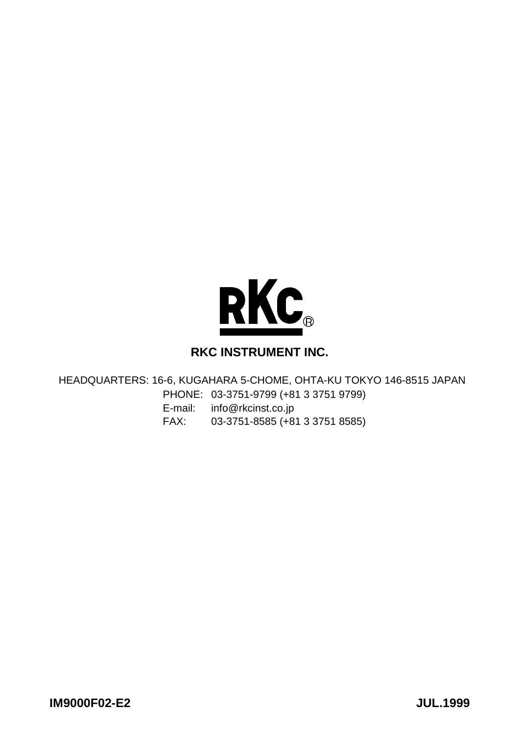**RKC INSTRUMENT INC.**

HEADQUARTERS: 16-6, KUGAHARA 5-CHOME, OHTA-KU TOKYO 146-8515 JAPAN

PHONE: 03-3751-9799 (+81 3 3751 9799)
E-mail: info@rkcinst.co.jp
FAX: 03-3751-8585 (+81 3 3751 8585)

**IM9000F02-E2** **JUL.1999**